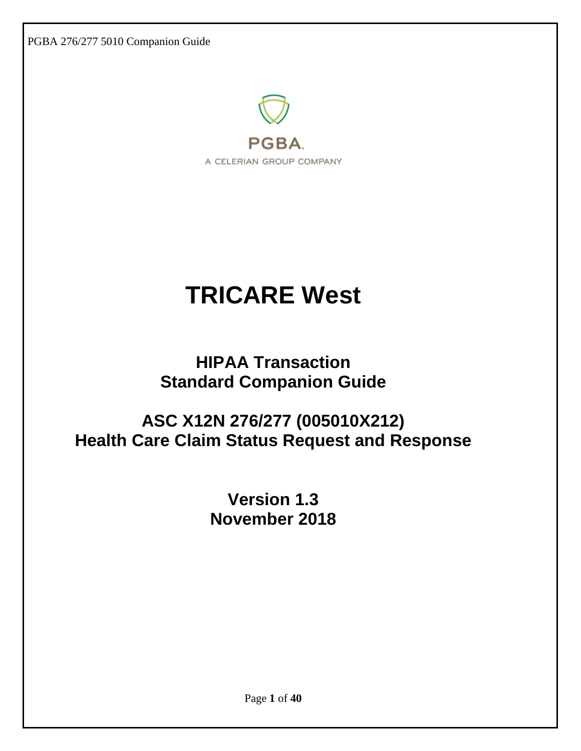PGBA.

A CELERIAN GROUP COMPANY

# TRICARE West

## HIPAA Transaction
## Standard Companion Guide

## ASC X12N 276/277 (005010X212)
## Health Care Claim Status Request and Response

**Version 1.3**
**November 2018**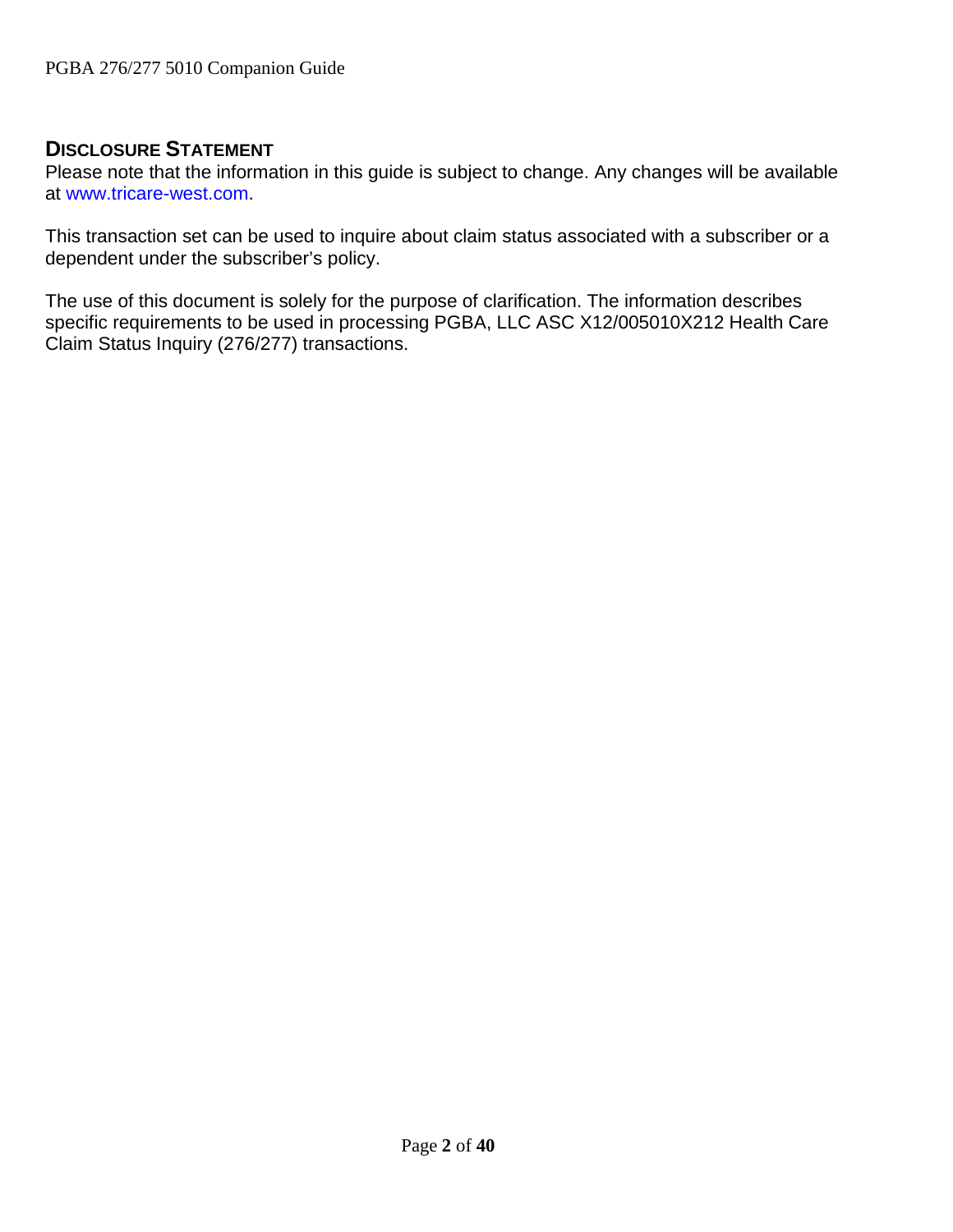## DISCLOSURE STATEMENT

Please note that the information in this guide is subject to change. Any changes will be available at www.tricare-west.com.

This transaction set can be used to inquire about claim status associated with a subscriber or a dependent under the subscriber's policy.

The use of this document is solely for the purpose of clarification. The information describes specific requirements to be used in processing PGBA, LLC ASC X12/005010X212 Health Care Claim Status Inquiry (276/277) transactions.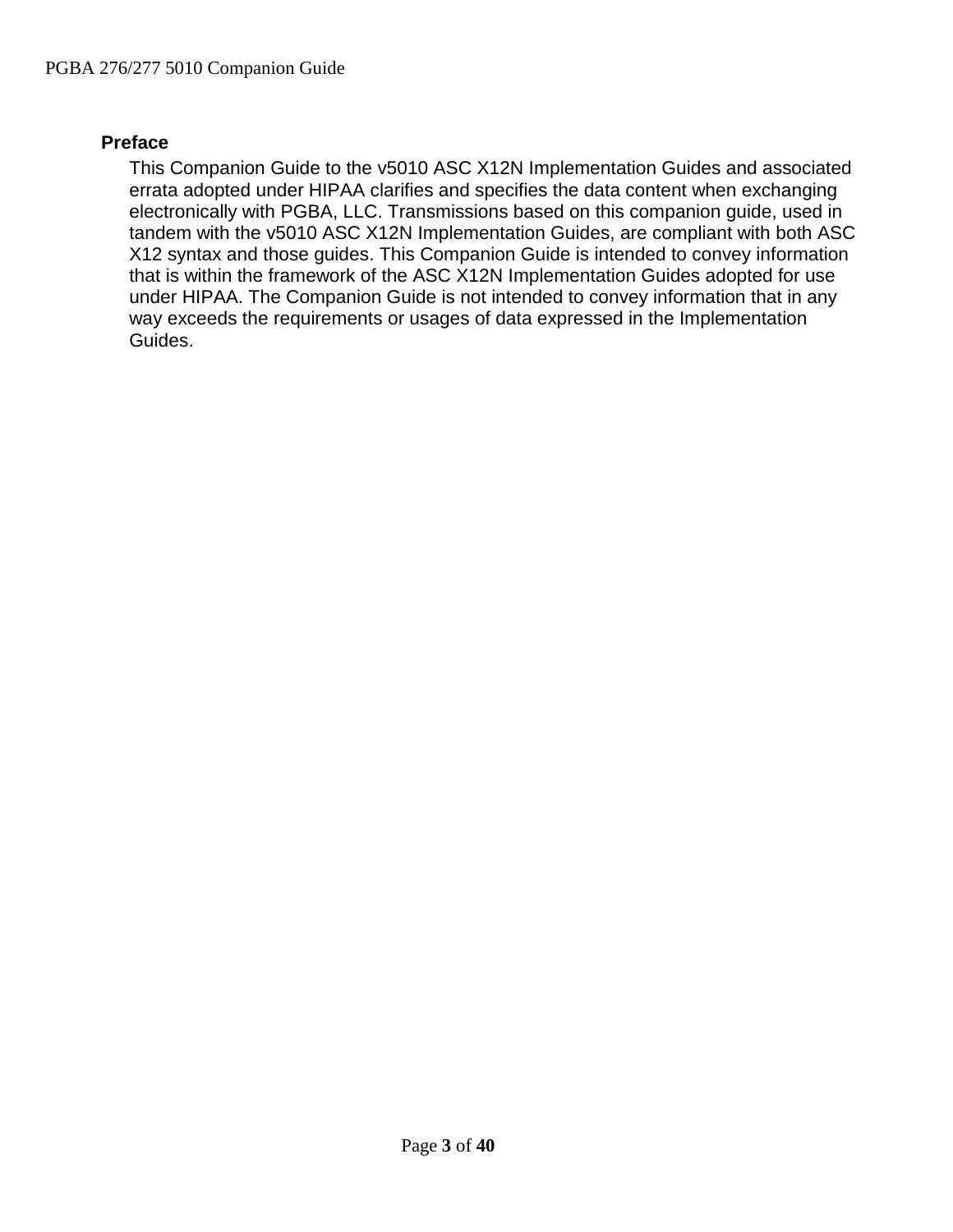## Preface

This Companion Guide to the v5010 ASC X12N Implementation Guides and associated errata adopted under HIPAA clarifies and specifies the data content when exchanging electronically with PGBA, LLC. Transmissions based on this companion guide, used in tandem with the v5010 ASC X12N Implementation Guides, are compliant with both ASC X12 syntax and those guides. This Companion Guide is intended to convey information that is within the framework of the ASC X12N Implementation Guides adopted for use under HIPAA. The Companion Guide is not intended to convey information that in any way exceeds the requirements or usages of data expressed in the Implementation Guides.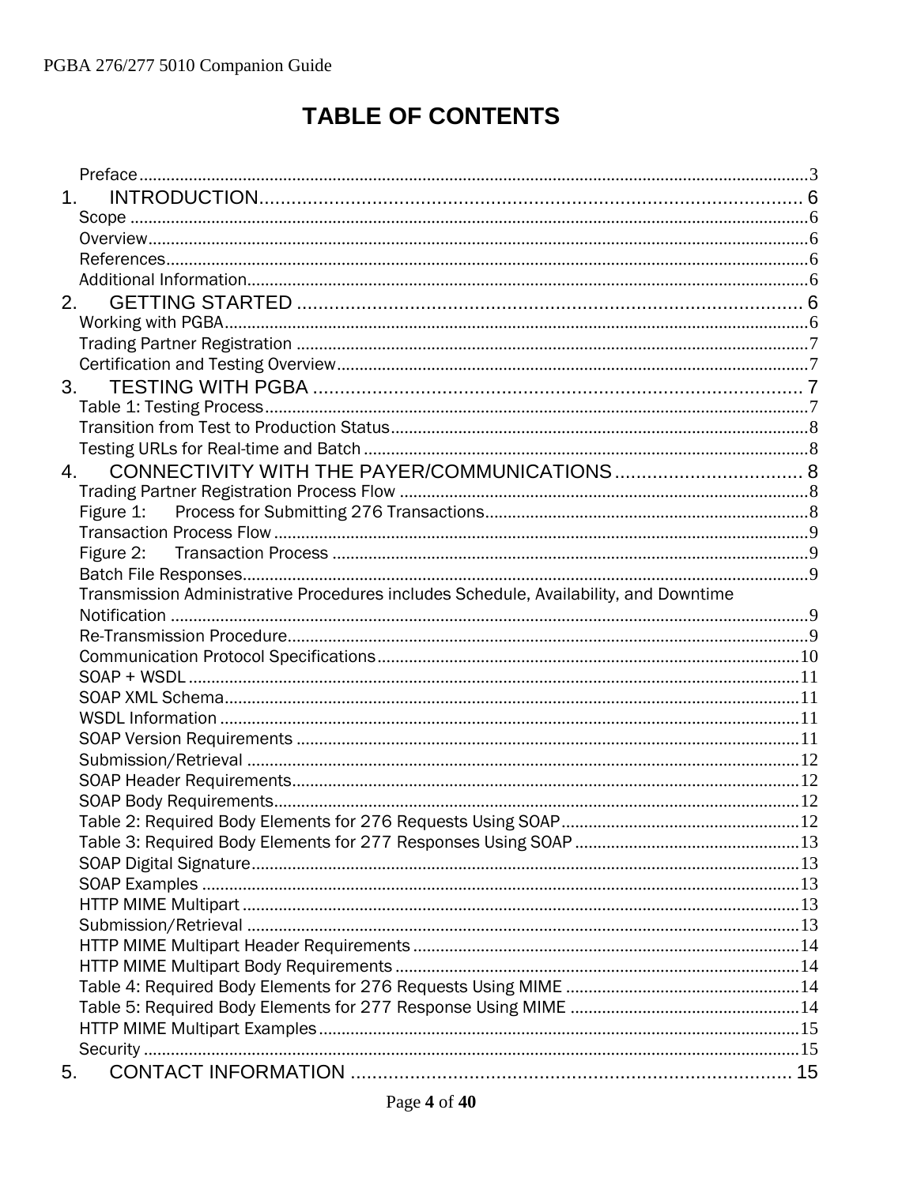# TABLE OF CONTENTS

Preface ..... 3

1. INTRODUCTION ..... 6
   - Scope ..... 6
   - Overview ..... 6
   - References ..... 6
   - Additional Information ..... 6

2. GETTING STARTED ..... 6
   - Working with PGBA ..... 6
   - Trading Partner Registration ..... 7
   - Certification and Testing Overview ..... 7

3. TESTING WITH PGBA ..... 7
   - Table 1: Testing Process ..... 7
   - Transition from Test to Production Status ..... 8
   - Testing URLs for Real-time and Batch ..... 8

4. CONNECTIVITY WITH THE PAYER/COMMUNICATIONS ..... 8
   - Trading Partner Registration Process Flow ..... 8
   - Figure 1: Process for Submitting 276 Transactions ..... 8
   - Transaction Process Flow ..... 9
   - Figure 2: Transaction Process ..... 9
   - Batch File Responses ..... 9
   - Transmission Administrative Procedures includes Schedule, Availability, and Downtime Notification ..... 9
   - Re-Transmission Procedure ..... 9
   - Communication Protocol Specifications ..... 10
   - SOAP + WSDL ..... 11
   - SOAP XML Schema ..... 11
   - WSDL Information ..... 11
   - SOAP Version Requirements ..... 11
   - Submission/Retrieval ..... 12
   - SOAP Header Requirements ..... 12
   - SOAP Body Requirements ..... 12
   - Table 2: Required Body Elements for 276 Requests Using SOAP ..... 12
   - Table 3: Required Body Elements for 277 Responses Using SOAP ..... 13
   - SOAP Digital Signature ..... 13
   - SOAP Examples ..... 13
   - HTTP MIME Multipart ..... 13
   - Submission/Retrieval ..... 13
   - HTTP MIME Multipart Header Requirements ..... 14
   - HTTP MIME Multipart Body Requirements ..... 14
   - Table 4: Required Body Elements for 276 Requests Using MIME ..... 14
   - Table 5: Required Body Elements for 277 Response Using MIME ..... 14
   - HTTP MIME Multipart Examples ..... 15
   - Security ..... 15

5. CONTACT INFORMATION ..... 15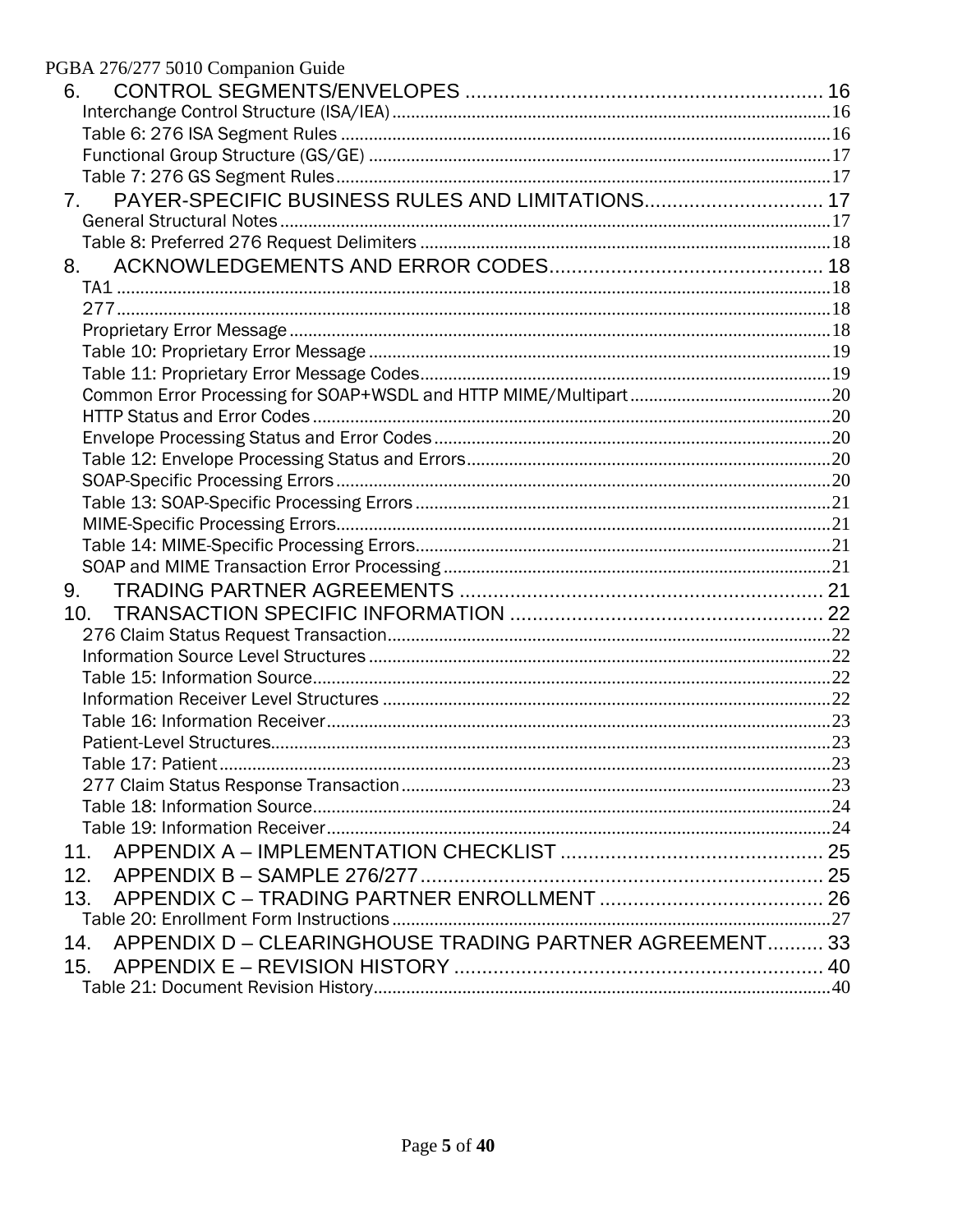6. CONTROL SEGMENTS/ENVELOPES ................................................................ 16

- Interchange Control Structure (ISA/IEA) ............................................................................................ 16
- Table 6: 276 ISA Segment Rules ........................................................................................................ 16
- Functional Group Structure (GS/GE) .................................................................................................. 17
- Table 7: 276 GS Segment Rules ......................................................................................................... 17

7. PAYER-SPECIFIC BUSINESS RULES AND LIMITATIONS................................ 17

- General Structural Notes .................................................................................................................... 17
- Table 8: Preferred 276 Request Delimiters ........................................................................................ 18

8. ACKNOWLEDGEMENTS AND ERROR CODES................................................. 18

- TA1 ..................................................................................................................................................... 18
- 277 ...................................................................................................................................................... 18
- Proprietary Error Message .................................................................................................................. 18
- Table 10: Proprietary Error Message .................................................................................................. 19
- Table 11: Proprietary Error Message Codes ........................................................................................ 19
- Common Error Processing for SOAP+WSDL and HTTP MIME/Multipart ........................................... 20
- HTTP Status and Error Codes ............................................................................................................. 20
- Envelope Processing Status and Error Codes .................................................................................... 20
- Table 12: Envelope Processing Status and Errors .............................................................................. 20
- SOAP-Specific Processing Errors ........................................................................................................ 20
- Table 13: SOAP-Specific Processing Errors ........................................................................................ 21
- MIME-Specific Processing Errors ........................................................................................................ 21
- Table 14: MIME-Specific Processing Errors ........................................................................................ 21
- SOAP and MIME Transaction Error Processing .................................................................................. 21

9. TRADING PARTNER AGREEMENTS ................................................................. 21

10. TRANSACTION SPECIFIC INFORMATION ........................................................ 22

- 276 Claim Status Request Transaction ............................................................................................... 22
- Information Source Level Structures .................................................................................................. 22
- Table 15: Information Source .............................................................................................................. 22
- Information Receiver Level Structures ............................................................................................... 22
- Table 16: Information Receiver ........................................................................................................... 23
- Patient-Level Structures ...................................................................................................................... 23
- Table 17: Patient .................................................................................................................................. 23
- 277 Claim Status Response Transaction ............................................................................................ 23
- Table 18: Information Source .............................................................................................................. 24
- Table 19: Information Receiver ........................................................................................................... 24

11. APPENDIX A – IMPLEMENTATION CHECKLIST ............................................... 25

12. APPENDIX B – SAMPLE 276/277 ........................................................................ 25

13. APPENDIX C – TRADING PARTNER ENROLLMENT ........................................ 26

- Table 20: Enrollment Form Instructions .............................................................................................. 27

14. APPENDIX D – CLEARINGHOUSE TRADING PARTNER AGREEMENT.......... 33

15. APPENDIX E – REVISION HISTORY .................................................................. 40

- Table 21: Document Revision History .................................................................................................. 40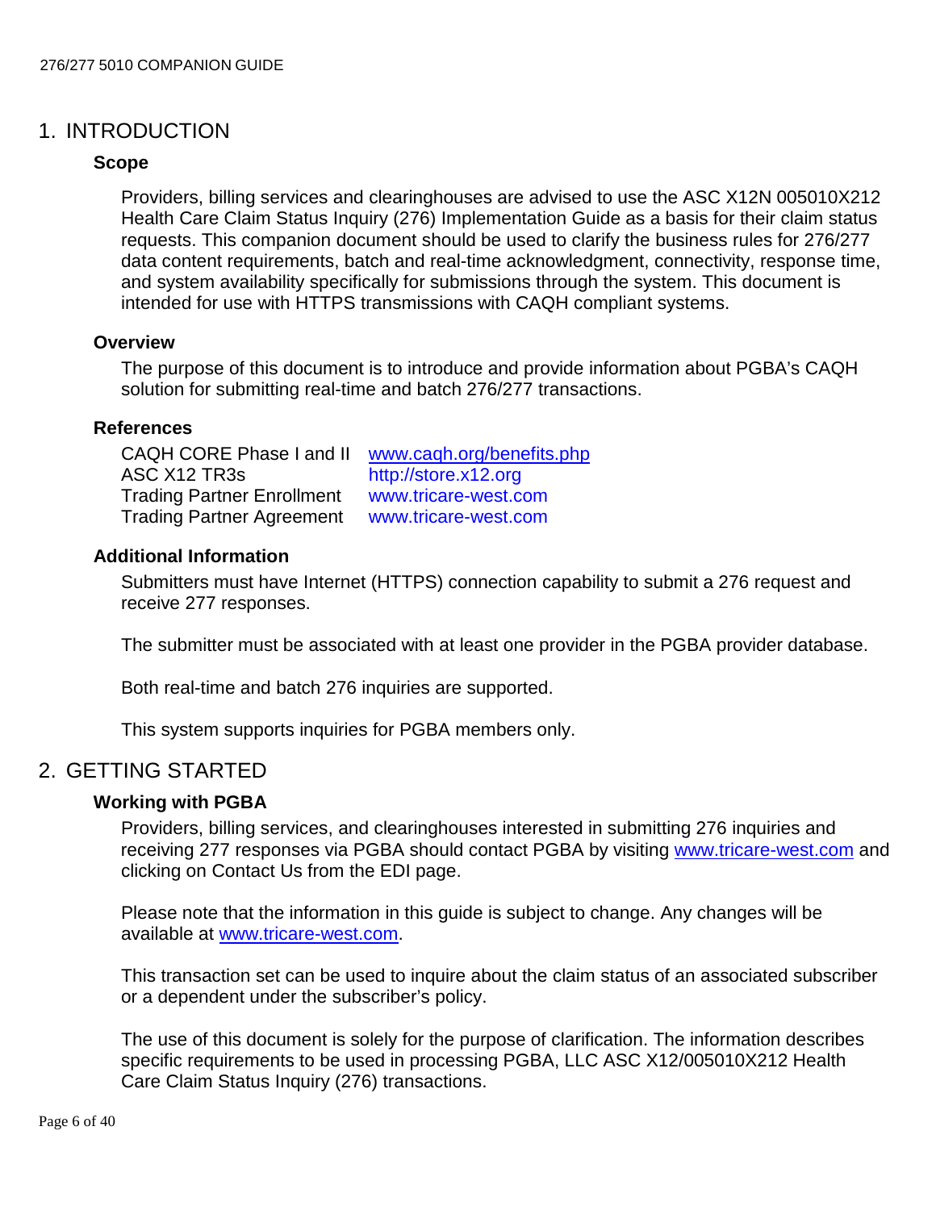# 1. INTRODUCTION

### Scope

Providers, billing services and clearinghouses are advised to use the ASC X12N 005010X212 Health Care Claim Status Inquiry (276) Implementation Guide as a basis for their claim status requests. This companion document should be used to clarify the business rules for 276/277 data content requirements, batch and real-time acknowledgment, connectivity, response time, and system availability specifically for submissions through the system. This document is intended for use with HTTPS transmissions with CAQH compliant systems.

### Overview

The purpose of this document is to introduce and provide information about PGBA's CAQH solution for submitting real-time and batch 276/277 transactions.

### References

| | |
|---|---|
| CAQH CORE Phase I and II | www.caqh.org/benefits.php |
| ASC X12 TR3s | http://store.x12.org |
| Trading Partner Enrollment | www.tricare-west.com |
| Trading Partner Agreement | www.tricare-west.com |

### Additional Information

Submitters must have Internet (HTTPS) connection capability to submit a 276 request and receive 277 responses.

The submitter must be associated with at least one provider in the PGBA provider database.

Both real-time and batch 276 inquiries are supported.

This system supports inquiries for PGBA members only.

# 2. GETTING STARTED

### Working with PGBA

Providers, billing services, and clearinghouses interested in submitting 276 inquiries and receiving 277 responses via PGBA should contact PGBA by visiting www.tricare-west.com and clicking on Contact Us from the EDI page.

Please note that the information in this guide is subject to change. Any changes will be available at www.tricare-west.com.

This transaction set can be used to inquire about the claim status of an associated subscriber or a dependent under the subscriber's policy.

The use of this document is solely for the purpose of clarification. The information describes specific requirements to be used in processing PGBA, LLC ASC X12/005010X212 Health Care Claim Status Inquiry (276) transactions.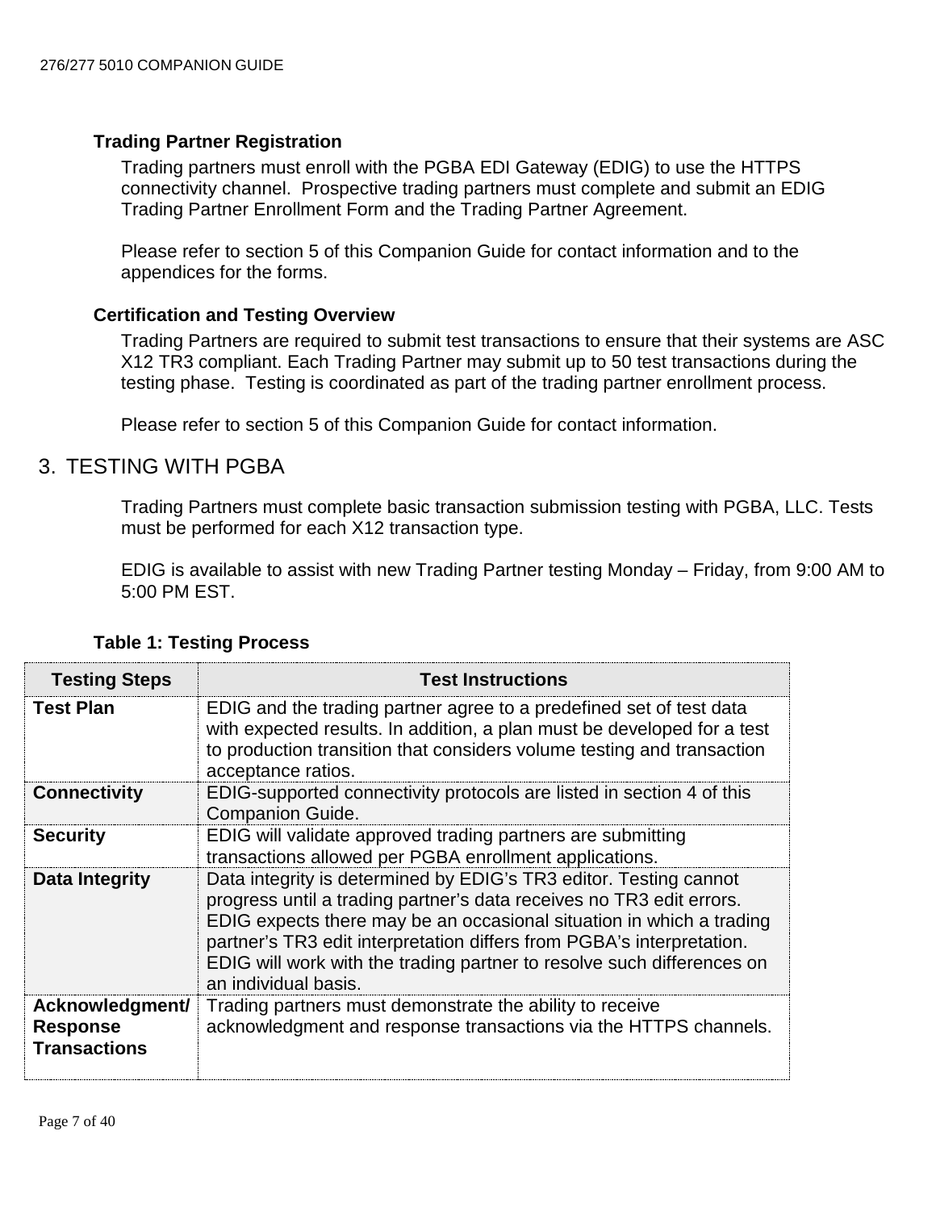### Trading Partner Registration

Trading partners must enroll with the PGBA EDI Gateway (EDIG) to use the HTTPS connectivity channel. Prospective trading partners must complete and submit an EDIG Trading Partner Enrollment Form and the Trading Partner Agreement.

Please refer to section 5 of this Companion Guide for contact information and to the appendices for the forms.

### Certification and Testing Overview

Trading Partners are required to submit test transactions to ensure that their systems are ASC X12 TR3 compliant. Each Trading Partner may submit up to 50 test transactions during the testing phase. Testing is coordinated as part of the trading partner enrollment process.

Please refer to section 5 of this Companion Guide for contact information.

## 3. TESTING WITH PGBA

Trading Partners must complete basic transaction submission testing with PGBA, LLC. Tests must be performed for each X12 transaction type.

EDIG is available to assist with new Trading Partner testing Monday – Friday, from 9:00 AM to 5:00 PM EST.

**Table 1: Testing Process**

| Testing Steps | Test Instructions |
|---|---|
| **Test Plan** | EDIG and the trading partner agree to a predefined set of test data with expected results. In addition, a plan must be developed for a test to production transition that considers volume testing and transaction acceptance ratios. |
| **Connectivity** | EDIG-supported connectivity protocols are listed in section 4 of this Companion Guide. |
| **Security** | EDIG will validate approved trading partners are submitting transactions allowed per PGBA enrollment applications. |
| **Data Integrity** | Data integrity is determined by EDIG's TR3 editor. Testing cannot progress until a trading partner's data receives no TR3 edit errors. EDIG expects there may be an occasional situation in which a trading partner's TR3 edit interpretation differs from PGBA's interpretation. EDIG will work with the trading partner to resolve such differences on an individual basis. |
| **Acknowledgment/ Response Transactions** | Trading partners must demonstrate the ability to receive acknowledgment and response transactions via the HTTPS channels. |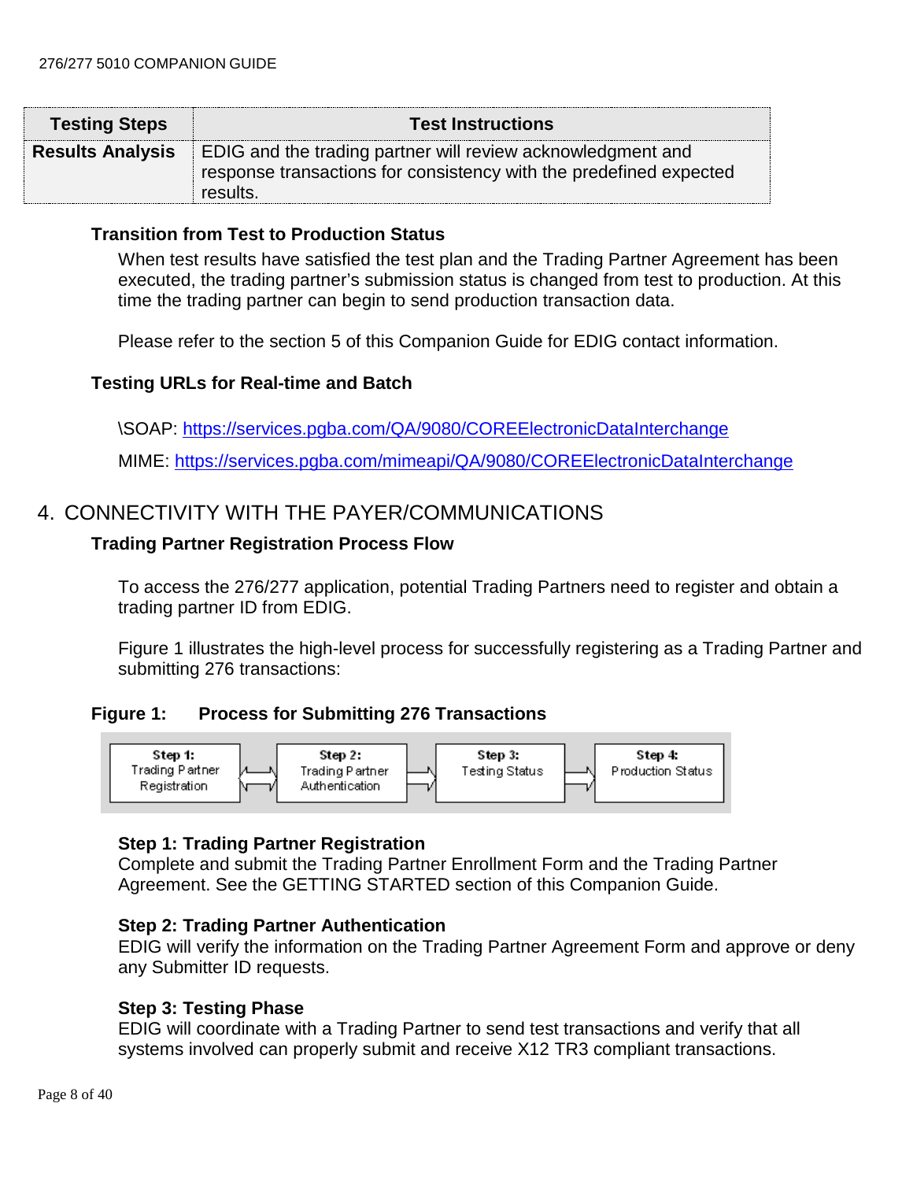| Testing Steps | Test Instructions |
|---|---|
| Results Analysis | EDIG and the trading partner will review acknowledgment and response transactions for consistency with the predefined expected results. |

### Transition from Test to Production Status

When test results have satisfied the test plan and the Trading Partner Agreement has been executed, the trading partner's submission status is changed from test to production. At this time the trading partner can begin to send production transaction data.

Please refer to the section 5 of this Companion Guide for EDIG contact information.

### Testing URLs for Real-time and Batch

\SOAP: https://services.pgba.com/QA/9080/COREElectronicDataInterchange

MIME: https://services.pgba.com/mimeapi/QA/9080/COREElectronicDataInterchange

## 4. CONNECTIVITY WITH THE PAYER/COMMUNICATIONS

### Trading Partner Registration Process Flow

To access the 276/277 application, potential Trading Partners need to register and obtain a trading partner ID from EDIG.

Figure 1 illustrates the high-level process for successfully registering as a Trading Partner and submitting 276 transactions:

**Figure 1: Process for Submitting 276 Transactions**

Step 1: Trading Partner Registration ⇄ Step 2: Trading Partner Authentication → Step 3: Testing Status → Step 4: Production Status

**Step 1: Trading Partner Registration**
Complete and submit the Trading Partner Enrollment Form and the Trading Partner Agreement. See the GETTING STARTED section of this Companion Guide.

**Step 2: Trading Partner Authentication**
EDIG will verify the information on the Trading Partner Agreement Form and approve or deny any Submitter ID requests.

**Step 3: Testing Phase**
EDIG will coordinate with a Trading Partner to send test transactions and verify that all systems involved can properly submit and receive X12 TR3 compliant transactions.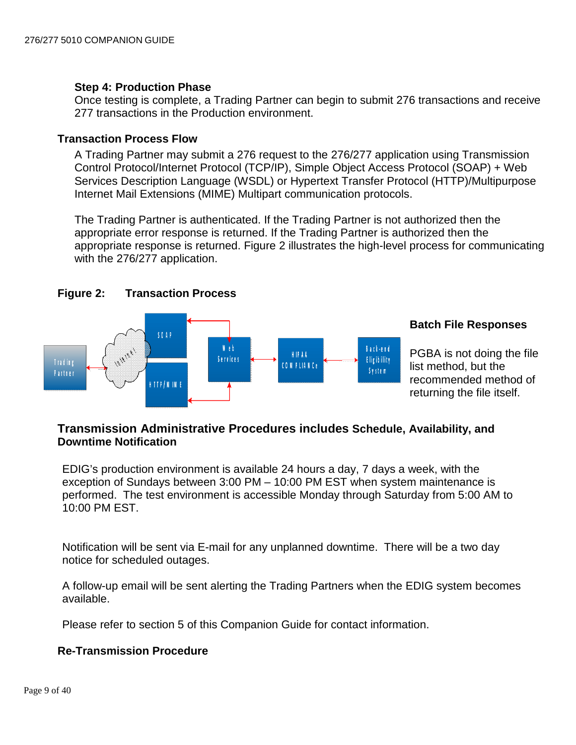**Step 4: Production Phase**

Once testing is complete, a Trading Partner can begin to submit 276 transactions and receive 277 transactions in the Production environment.

## Transaction Process Flow

A Trading Partner may submit a 276 request to the 276/277 application using Transmission Control Protocol/Internet Protocol (TCP/IP), Simple Object Access Protocol (SOAP) + Web Services Description Language (WSDL) or Hypertext Transfer Protocol (HTTP)/Multipurpose Internet Mail Extensions (MIME) Multipart communication protocols.

The Trading Partner is authenticated. If the Trading Partner is not authorized then the appropriate error response is returned. If the Trading Partner is authorized then the appropriate response is returned. Figure 2 illustrates the high-level process for communicating with the 276/277 application.

**Figure 2: Transaction Process**

**Batch File Responses**

PGBA is not doing the file list method, but the recommended method of returning the file itself.

## Transmission Administrative Procedures includes Schedule, Availability, and Downtime Notification

EDIG's production environment is available 24 hours a day, 7 days a week, with the exception of Sundays between 3:00 PM – 10:00 PM EST when system maintenance is performed. The test environment is accessible Monday through Saturday from 5:00 AM to 10:00 PM EST.

Notification will be sent via E-mail for any unplanned downtime. There will be a two day notice for scheduled outages.

A follow-up email will be sent alerting the Trading Partners when the EDIG system becomes available.

Please refer to section 5 of this Companion Guide for contact information.

## Re-Transmission Procedure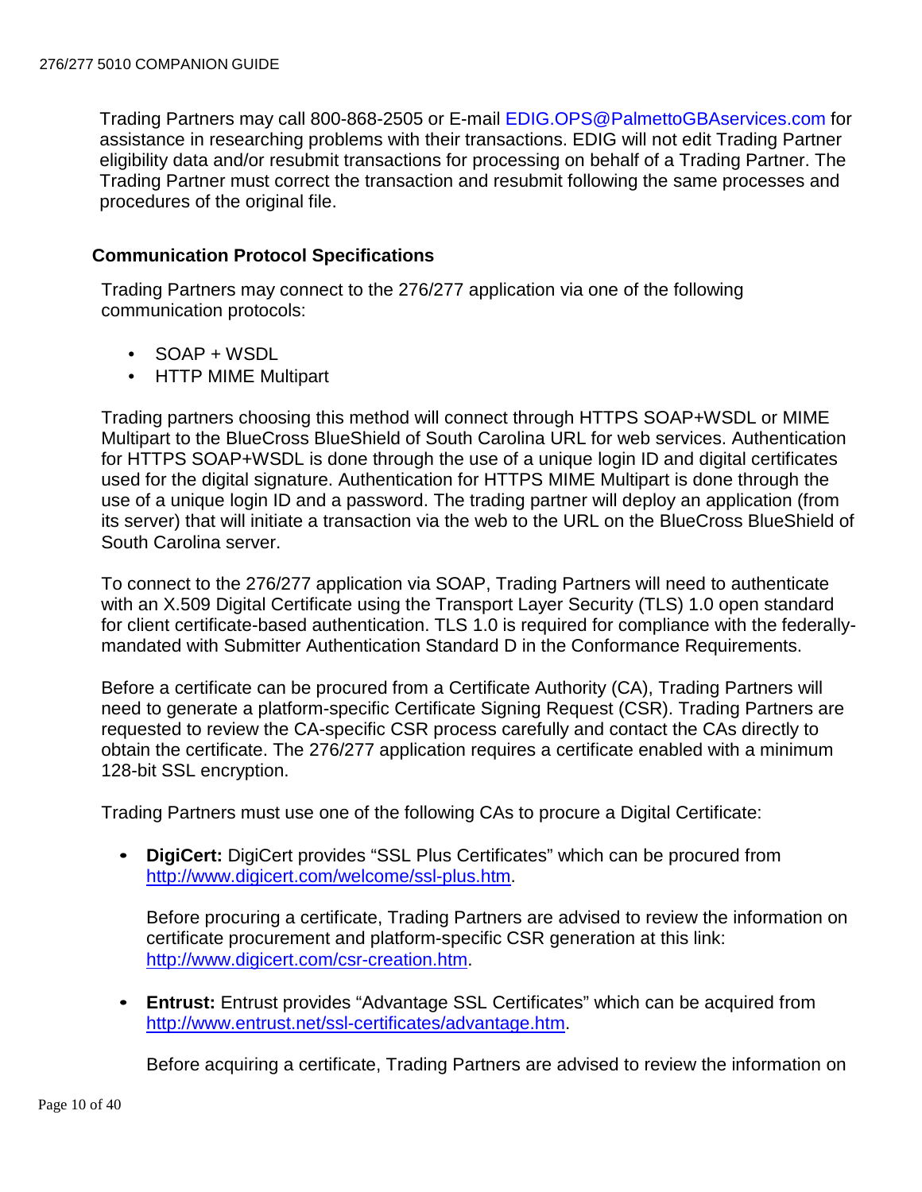Trading Partners may call 800-868-2505 or E-mail EDIG.OPS@PalmettoGBAservices.com for assistance in researching problems with their transactions. EDIG will not edit Trading Partner eligibility data and/or resubmit transactions for processing on behalf of a Trading Partner. The Trading Partner must correct the transaction and resubmit following the same processes and procedures of the original file.

### Communication Protocol Specifications

Trading Partners may connect to the 276/277 application via one of the following communication protocols:

- SOAP + WSDL
- HTTP MIME Multipart

Trading partners choosing this method will connect through HTTPS SOAP+WSDL or MIME Multipart to the BlueCross BlueShield of South Carolina URL for web services. Authentication for HTTPS SOAP+WSDL is done through the use of a unique login ID and digital certificates used for the digital signature. Authentication for HTTPS MIME Multipart is done through the use of a unique login ID and a password. The trading partner will deploy an application (from its server) that will initiate a transaction via the web to the URL on the BlueCross BlueShield of South Carolina server.

To connect to the 276/277 application via SOAP, Trading Partners will need to authenticate with an X.509 Digital Certificate using the Transport Layer Security (TLS) 1.0 open standard for client certificate-based authentication. TLS 1.0 is required for compliance with the federally-mandated with Submitter Authentication Standard D in the Conformance Requirements.

Before a certificate can be procured from a Certificate Authority (CA), Trading Partners will need to generate a platform-specific Certificate Signing Request (CSR). Trading Partners are requested to review the CA-specific CSR process carefully and contact the CAs directly to obtain the certificate. The 276/277 application requires a certificate enabled with a minimum 128-bit SSL encryption.

Trading Partners must use one of the following CAs to procure a Digital Certificate:

- **DigiCert:** DigiCert provides “SSL Plus Certificates” which can be procured from http://www.digicert.com/welcome/ssl-plus.htm.

  Before procuring a certificate, Trading Partners are advised to review the information on certificate procurement and platform-specific CSR generation at this link: http://www.digicert.com/csr-creation.htm.

- **Entrust:** Entrust provides “Advantage SSL Certificates” which can be acquired from http://www.entrust.net/ssl-certificates/advantage.htm.

  Before acquiring a certificate, Trading Partners are advised to review the information on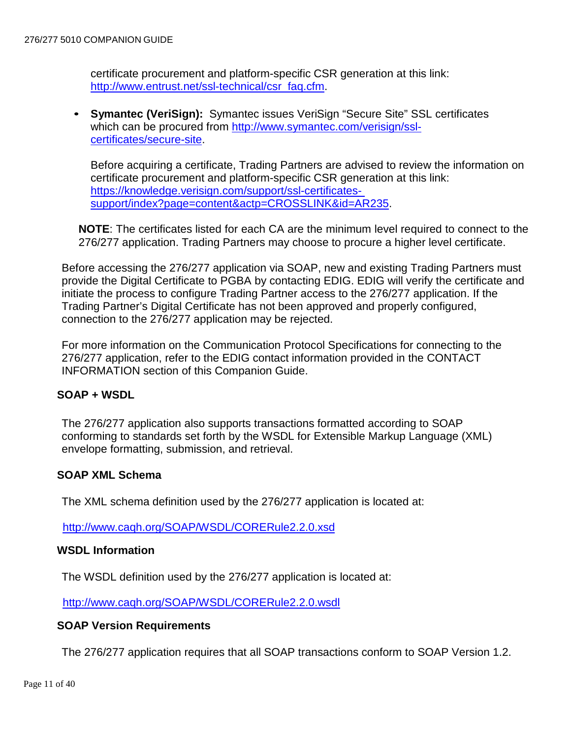certificate procurement and platform-specific CSR generation at this link: [http://www.entrust.net/ssl-technical/csr_faq.cfm](http://www.entrust.net/ssl-technical/csr_faq.cfm).

- **Symantec (VeriSign):** Symantec issues VeriSign "Secure Site" SSL certificates which can be procured from [http://www.symantec.com/verisign/ssl-certificates/secure-site](http://www.symantec.com/verisign/ssl-certificates/secure-site).

  Before acquiring a certificate, Trading Partners are advised to review the information on certificate procurement and platform-specific CSR generation at this link: [https://knowledge.verisign.com/support/ssl-certificates-support/index?page=content&actp=CROSSLINK&id=AR235](https://knowledge.verisign.com/support/ssl-certificates-support/index?page=content&actp=CROSSLINK&id=AR235).

**NOTE**: The certificates listed for each CA are the minimum level required to connect to the 276/277 application. Trading Partners may choose to procure a higher level certificate.

Before accessing the 276/277 application via SOAP, new and existing Trading Partners must provide the Digital Certificate to PGBA by contacting EDIG. EDIG will verify the certificate and initiate the process to configure Trading Partner access to the 276/277 application. If the Trading Partner's Digital Certificate has not been approved and properly configured, connection to the 276/277 application may be rejected.

For more information on the Communication Protocol Specifications for connecting to the 276/277 application, refer to the EDIG contact information provided in the CONTACT INFORMATION section of this Companion Guide.

**SOAP + WSDL**

The 276/277 application also supports transactions formatted according to SOAP conforming to standards set forth by the WSDL for Extensible Markup Language (XML) envelope formatting, submission, and retrieval.

**SOAP XML Schema**

The XML schema definition used by the 276/277 application is located at:

[http://www.caqh.org/SOAP/WSDL/CORERule2.2.0.xsd](http://www.caqh.org/SOAP/WSDL/CORERule2.2.0.xsd)

**WSDL Information**

The WSDL definition used by the 276/277 application is located at:

[http://www.caqh.org/SOAP/WSDL/CORERule2.2.0.wsdl](http://www.caqh.org/SOAP/WSDL/CORERule2.2.0.wsdl)

**SOAP Version Requirements**

The 276/277 application requires that all SOAP transactions conform to SOAP Version 1.2.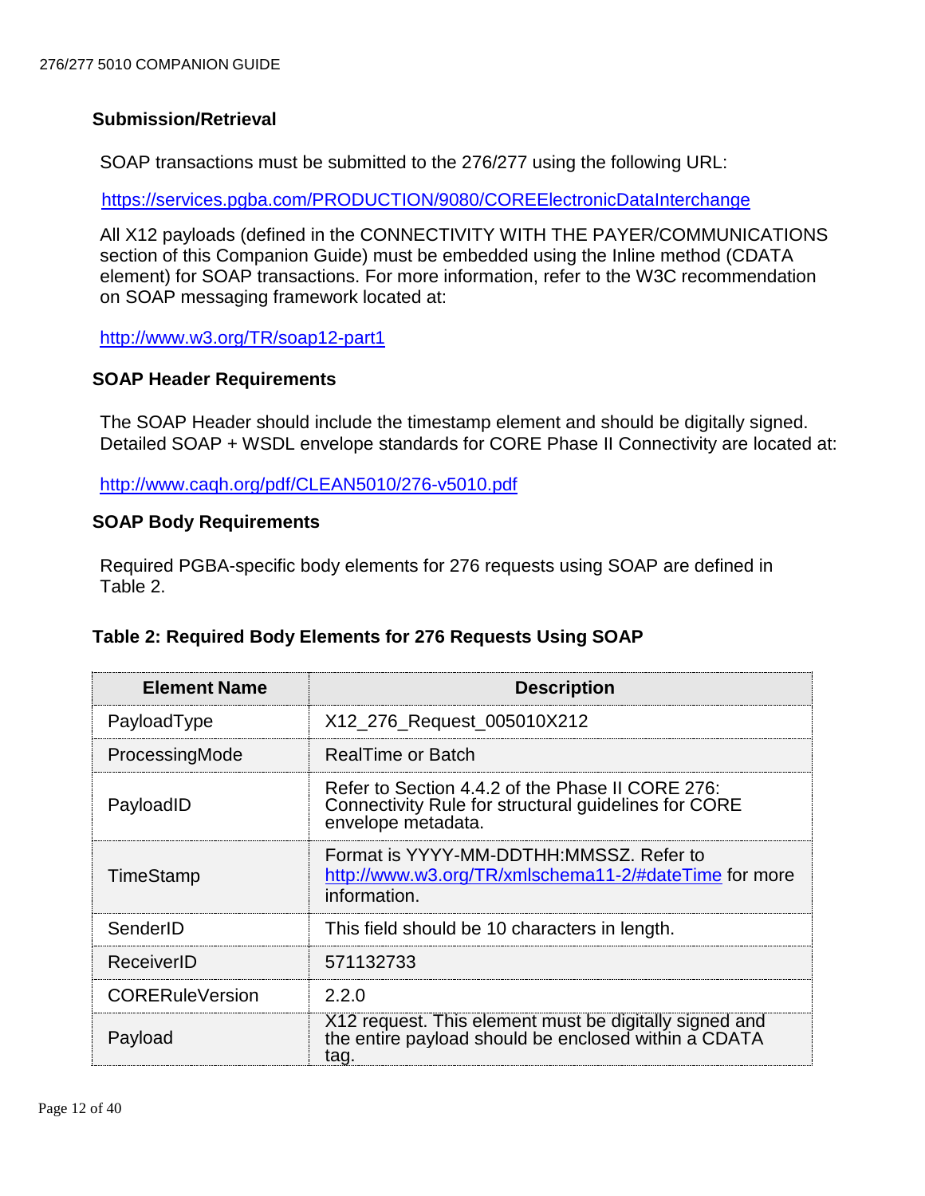### Submission/Retrieval

SOAP transactions must be submitted to the 276/277 using the following URL:

https://services.pgba.com/PRODUCTION/9080/COREElectronicDataInterchange

All X12 payloads (defined in the CONNECTIVITY WITH THE PAYER/COMMUNICATIONS section of this Companion Guide) must be embedded using the Inline method (CDATA element) for SOAP transactions. For more information, refer to the W3C recommendation on SOAP messaging framework located at:

http://www.w3.org/TR/soap12-part1

### SOAP Header Requirements

The SOAP Header should include the timestamp element and should be digitally signed. Detailed SOAP + WSDL envelope standards for CORE Phase II Connectivity are located at:

http://www.caqh.org/pdf/CLEAN5010/276-v5010.pdf

### SOAP Body Requirements

Required PGBA-specific body elements for 276 requests using SOAP are defined in Table 2.

**Table 2: Required Body Elements for 276 Requests Using SOAP**

| Element Name | Description |
|---|---|
| PayloadType | X12_276_Request_005010X212 |
| ProcessingMode | RealTime or Batch |
| PayloadID | Refer to Section 4.4.2 of the Phase II CORE 276: Connectivity Rule for structural guidelines for CORE envelope metadata. |
| TimeStamp | Format is YYYY-MM-DDTHH:MMSSZ. Refer to http://www.w3.org/TR/xmlschema11-2/#dateTime for more information. |
| SenderID | This field should be 10 characters in length. |
| ReceiverID | 571132733 |
| CORERuleVersion | 2.2.0 |
| Payload | X12 request. This element must be digitally signed and the entire payload should be enclosed within a CDATA tag. |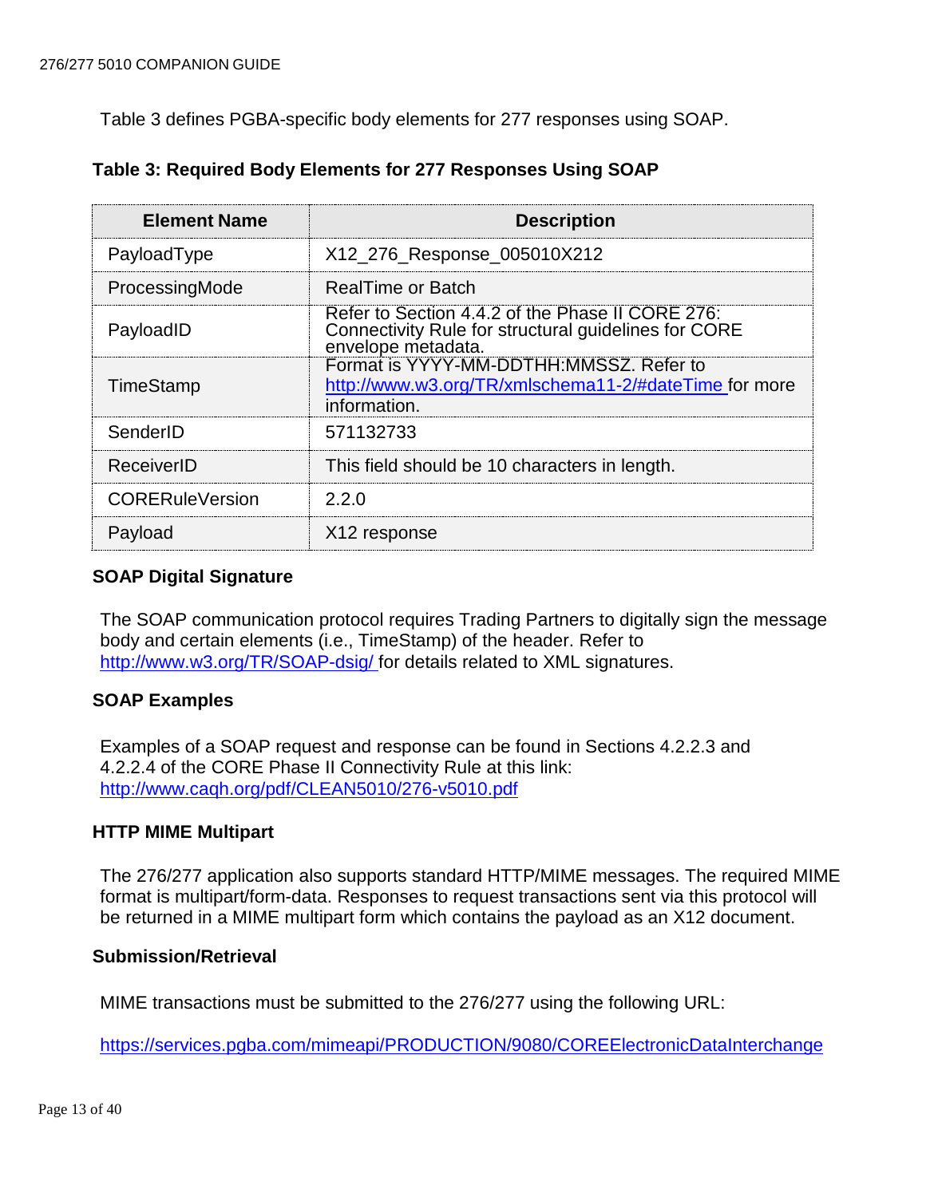Table 3 defines PGBA-specific body elements for 277 responses using SOAP.

**Table 3: Required Body Elements for 277 Responses Using SOAP**

| Element Name | Description |
|---|---|
| PayloadType | X12_276_Response_005010X212 |
| ProcessingMode | RealTime or Batch |
| PayloadID | Refer to Section 4.4.2 of the Phase II CORE 276: Connectivity Rule for structural guidelines for CORE envelope metadata. |
| TimeStamp | Format is YYYY-MM-DDTHH:MMSSZ. Refer to http://www.w3.org/TR/xmlschema11-2/#dateTime for more information. |
| SenderID | 571132733 |
| ReceiverID | This field should be 10 characters in length. |
| CORERuleVersion | 2.2.0 |
| Payload | X12 response |

### SOAP Digital Signature

The SOAP communication protocol requires Trading Partners to digitally sign the message body and certain elements (i.e., TimeStamp) of the header. Refer to http://www.w3.org/TR/SOAP-dsig/ for details related to XML signatures.

### SOAP Examples

Examples of a SOAP request and response can be found in Sections 4.2.2.3 and 4.2.2.4 of the CORE Phase II Connectivity Rule at this link: http://www.caqh.org/pdf/CLEAN5010/276-v5010.pdf

### HTTP MIME Multipart

The 276/277 application also supports standard HTTP/MIME messages. The required MIME format is multipart/form-data. Responses to request transactions sent via this protocol will be returned in a MIME multipart form which contains the payload as an X12 document.

### Submission/Retrieval

MIME transactions must be submitted to the 276/277 using the following URL:

https://services.pgba.com/mimeapi/PRODUCTION/9080/COREElectronicDataInterchange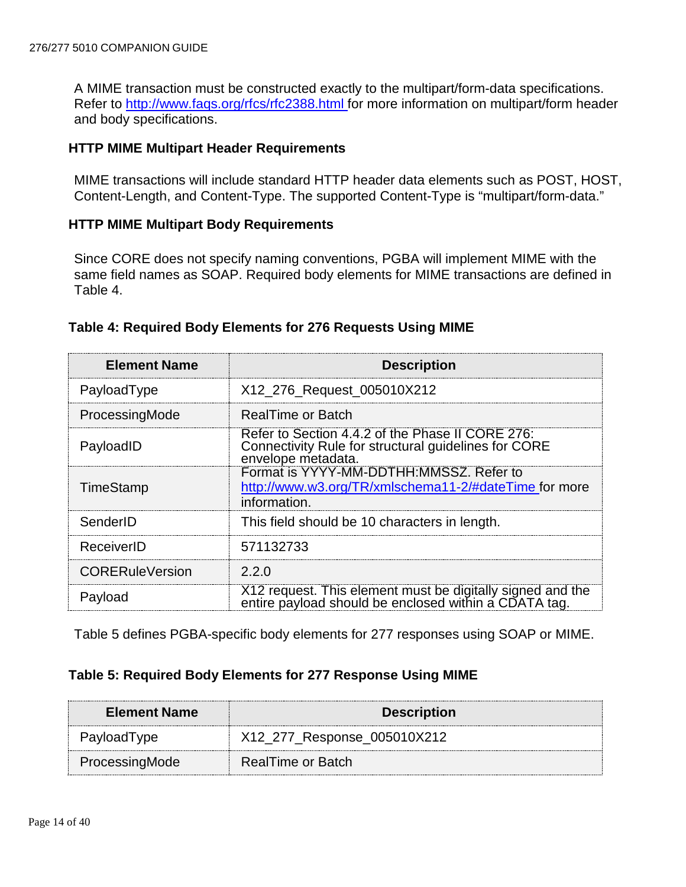A MIME transaction must be constructed exactly to the multipart/form-data specifications. Refer to http://www.faqs.org/rfcs/rfc2388.html for more information on multipart/form header and body specifications.

### HTTP MIME Multipart Header Requirements

MIME transactions will include standard HTTP header data elements such as POST, HOST, Content-Length, and Content-Type. The supported Content-Type is "multipart/form-data."

### HTTP MIME Multipart Body Requirements

Since CORE does not specify naming conventions, PGBA will implement MIME with the same field names as SOAP. Required body elements for MIME transactions are defined in Table 4.

**Table 4: Required Body Elements for 276 Requests Using MIME**

| Element Name | Description |
|---|---|
| PayloadType | X12_276_Request_005010X212 |
| ProcessingMode | RealTime or Batch |
| PayloadID | Refer to Section 4.4.2 of the Phase II CORE 276: Connectivity Rule for structural guidelines for CORE envelope metadata. |
| TimeStamp | Format is YYYY-MM-DDTHH:MMSSZ. Refer to http://www.w3.org/TR/xmlschema11-2/#dateTime for more information. |
| SenderID | This field should be 10 characters in length. |
| ReceiverID | 571132733 |
| CORERuleVersion | 2.2.0 |
| Payload | X12 request. This element must be digitally signed and the entire payload should be enclosed within a CDATA tag. |

Table 5 defines PGBA-specific body elements for 277 responses using SOAP or MIME.

**Table 5: Required Body Elements for 277 Response Using MIME**

| Element Name | Description |
|---|---|
| PayloadType | X12_277_Response_005010X212 |
| ProcessingMode | RealTime or Batch |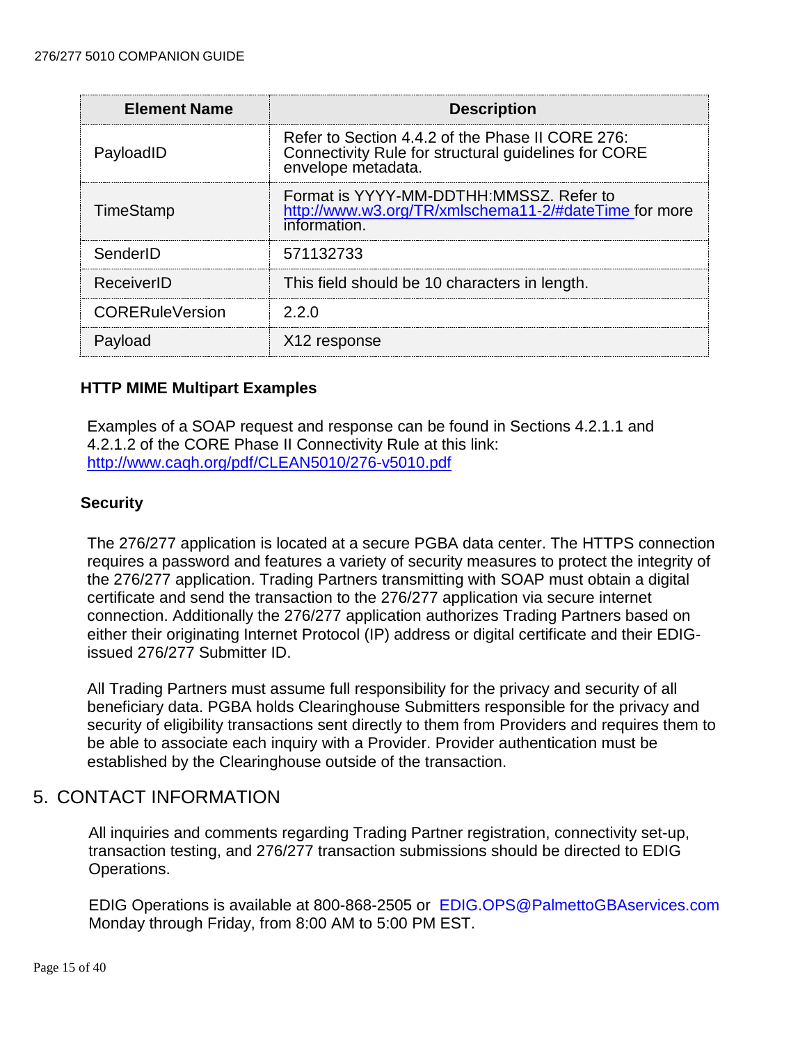| Element Name | Description |
|---|---|
| PayloadID | Refer to Section 4.4.2 of the Phase II CORE 276: Connectivity Rule for structural guidelines for CORE envelope metadata. |
| TimeStamp | Format is YYYY-MM-DDTHH:MMSSZ. Refer to http://www.w3.org/TR/xmlschema11-2/#dateTime for more information. |
| SenderID | 571132733 |
| ReceiverID | This field should be 10 characters in length. |
| CORERuleVersion | 2.2.0 |
| Payload | X12 response |

### HTTP MIME Multipart Examples

Examples of a SOAP request and response can be found in Sections 4.2.1.1 and 4.2.1.2 of the CORE Phase II Connectivity Rule at this link: http://www.caqh.org/pdf/CLEAN5010/276-v5010.pdf

### Security

The 276/277 application is located at a secure PGBA data center. The HTTPS connection requires a password and features a variety of security measures to protect the integrity of the 276/277 application. Trading Partners transmitting with SOAP must obtain a digital certificate and send the transaction to the 276/277 application via secure internet connection. Additionally the 276/277 application authorizes Trading Partners based on either their originating Internet Protocol (IP) address or digital certificate and their EDIG-issued 276/277 Submitter ID.

All Trading Partners must assume full responsibility for the privacy and security of all beneficiary data. PGBA holds Clearinghouse Submitters responsible for the privacy and security of eligibility transactions sent directly to them from Providers and requires them to be able to associate each inquiry with a Provider. Provider authentication must be established by the Clearinghouse outside of the transaction.

## 5. CONTACT INFORMATION

All inquiries and comments regarding Trading Partner registration, connectivity set-up, transaction testing, and 276/277 transaction submissions should be directed to EDIG Operations.

EDIG Operations is available at 800-868-2505 or EDIG.OPS@PalmettoGBAservices.com Monday through Friday, from 8:00 AM to 5:00 PM EST.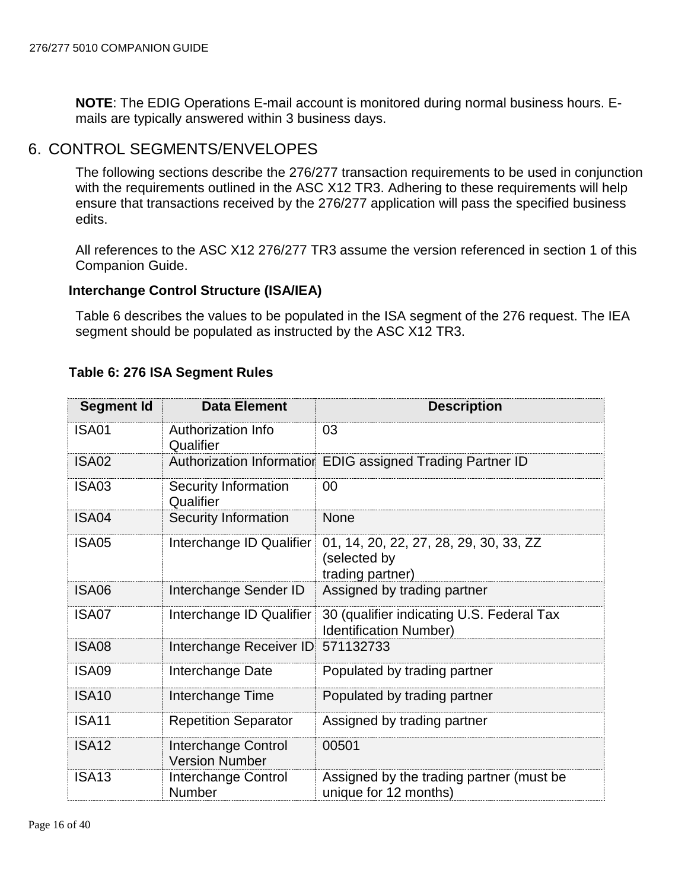**NOTE**: The EDIG Operations E-mail account is monitored during normal business hours. E-mails are typically answered within 3 business days.

# 6. CONTROL SEGMENTS/ENVELOPES

The following sections describe the 276/277 transaction requirements to be used in conjunction with the requirements outlined in the ASC X12 TR3. Adhering to these requirements will help ensure that transactions received by the 276/277 application will pass the specified business edits.

All references to the ASC X12 276/277 TR3 assume the version referenced in section 1 of this Companion Guide.

### Interchange Control Structure (ISA/IEA)

Table 6 describes the values to be populated in the ISA segment of the 276 request. The IEA segment should be populated as instructed by the ASC X12 TR3.

**Table 6: 276 ISA Segment Rules**

| Segment Id | Data Element | Description |
|---|---|---|
| ISA01 | Authorization Info Qualifier | 03 |
| ISA02 | Authorization Information | EDIG assigned Trading Partner ID |
| ISA03 | Security Information Qualifier | 00 |
| ISA04 | Security Information | None |
| ISA05 | Interchange ID Qualifier | 01, 14, 20, 22, 27, 28, 29, 30, 33, ZZ (selected by trading partner) |
| ISA06 | Interchange Sender ID | Assigned by trading partner |
| ISA07 | Interchange ID Qualifier | 30 (qualifier indicating U.S. Federal Tax Identification Number) |
| ISA08 | Interchange Receiver ID | 571132733 |
| ISA09 | Interchange Date | Populated by trading partner |
| ISA10 | Interchange Time | Populated by trading partner |
| ISA11 | Repetition Separator | Assigned by trading partner |
| ISA12 | Interchange Control Version Number | 00501 |
| ISA13 | Interchange Control Number | Assigned by the trading partner (must be unique for 12 months) |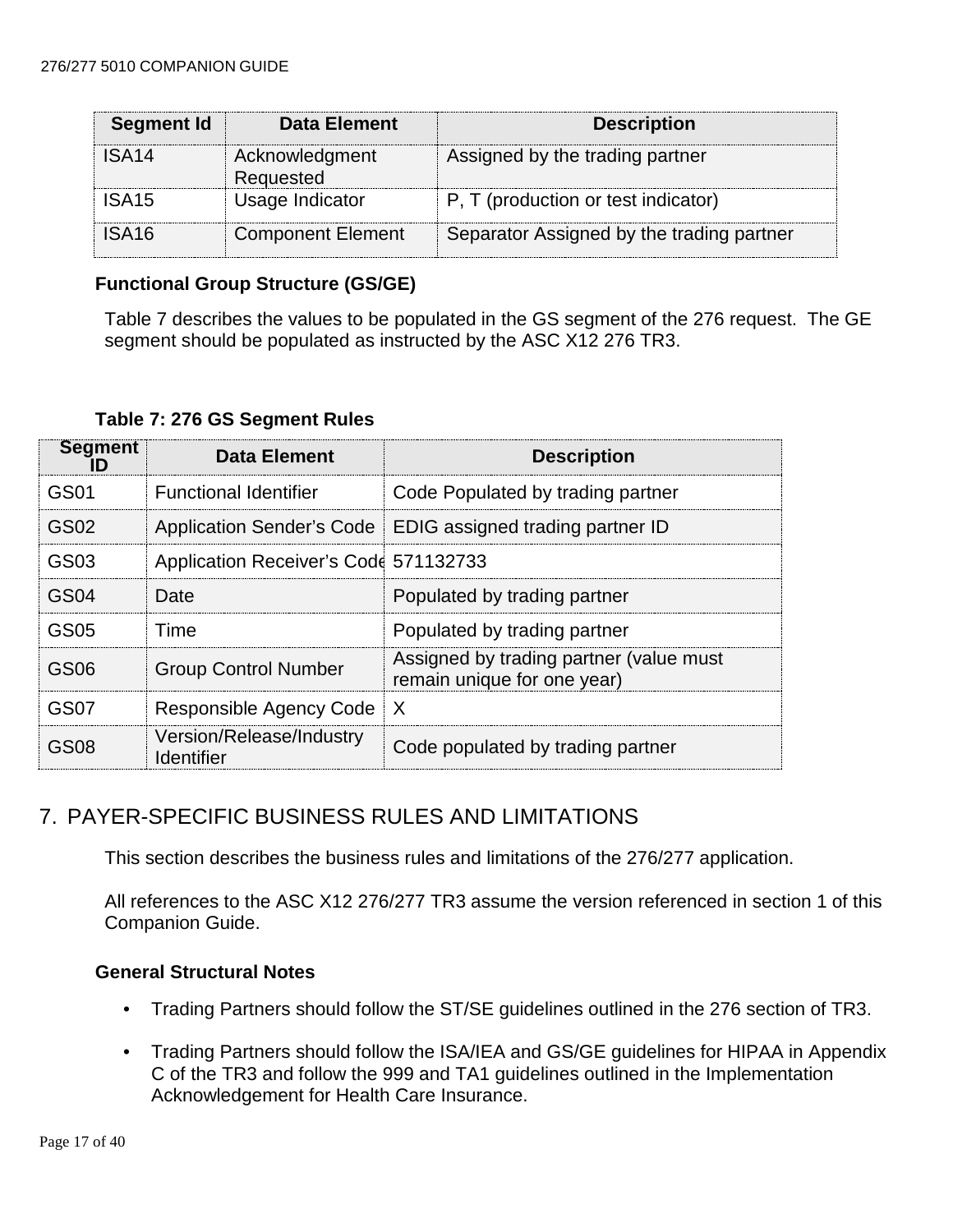| Segment Id | Data Element | Description |
|---|---|---|
| ISA14 | Acknowledgment Requested | Assigned by the trading partner |
| ISA15 | Usage Indicator | P, T (production or test indicator) |
| ISA16 | Component Element | Separator Assigned by the trading partner |

### Functional Group Structure (GS/GE)

Table 7 describes the values to be populated in the GS segment of the 276 request. The GE segment should be populated as instructed by the ASC X12 276 TR3.

**Table 7: 276 GS Segment Rules**

| Segment ID | Data Element | Description |
|---|---|---|
| GS01 | Functional Identifier | Code Populated by trading partner |
| GS02 | Application Sender's Code | EDIG assigned trading partner ID |
| GS03 | Application Receiver's Code | 571132733 |
| GS04 | Date | Populated by trading partner |
| GS05 | Time | Populated by trading partner |
| GS06 | Group Control Number | Assigned by trading partner (value must remain unique for one year) |
| GS07 | Responsible Agency Code | X |
| GS08 | Version/Release/Industry Identifier | Code populated by trading partner |

## 7. PAYER-SPECIFIC BUSINESS RULES AND LIMITATIONS

This section describes the business rules and limitations of the 276/277 application.

All references to the ASC X12 276/277 TR3 assume the version referenced in section 1 of this Companion Guide.

### General Structural Notes

- Trading Partners should follow the ST/SE guidelines outlined in the 276 section of TR3.
- Trading Partners should follow the ISA/IEA and GS/GE guidelines for HIPAA in Appendix C of the TR3 and follow the 999 and TA1 guidelines outlined in the Implementation Acknowledgement for Health Care Insurance.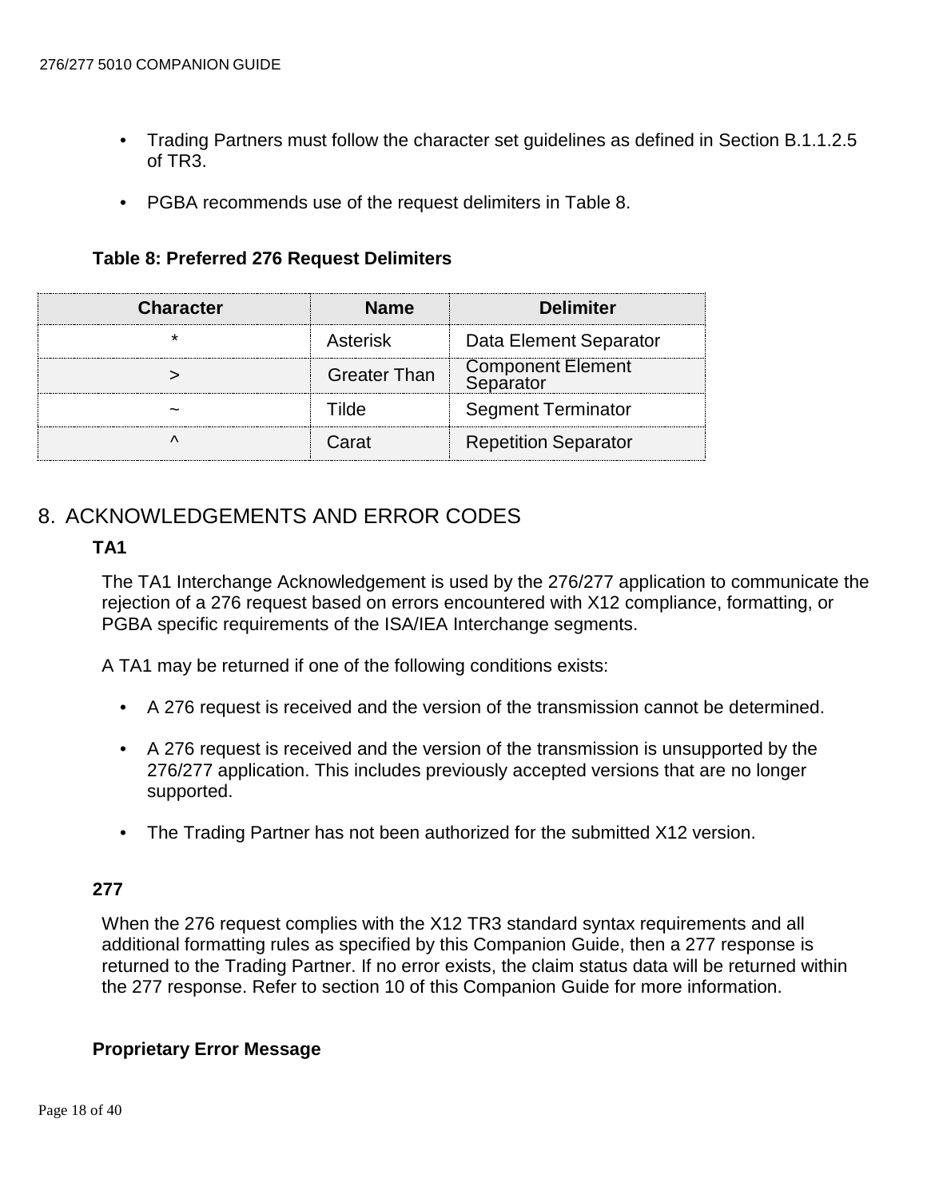- Trading Partners must follow the character set guidelines as defined in Section B.1.1.2.5 of TR3.
- PGBA recommends use of the request delimiters in Table 8.

**Table 8: Preferred 276 Request Delimiters**

| Character | Name | Delimiter |
|---|---|---|
| * | Asterisk | Data Element Separator |
| > | Greater Than | Component Element Separator |
| ~ | Tilde | Segment Terminator |
| ^ | Carat | Repetition Separator |

# 8. ACKNOWLEDGEMENTS AND ERROR CODES

### TA1

The TA1 Interchange Acknowledgement is used by the 276/277 application to communicate the rejection of a 276 request based on errors encountered with X12 compliance, formatting, or PGBA specific requirements of the ISA/IEA Interchange segments.

A TA1 may be returned if one of the following conditions exists:

- A 276 request is received and the version of the transmission cannot be determined.
- A 276 request is received and the version of the transmission is unsupported by the 276/277 application. This includes previously accepted versions that are no longer supported.
- The Trading Partner has not been authorized for the submitted X12 version.

### 277

When the 276 request complies with the X12 TR3 standard syntax requirements and all additional formatting rules as specified by this Companion Guide, then a 277 response is returned to the Trading Partner. If no error exists, the claim status data will be returned within the 277 response. Refer to section 10 of this Companion Guide for more information.

### Proprietary Error Message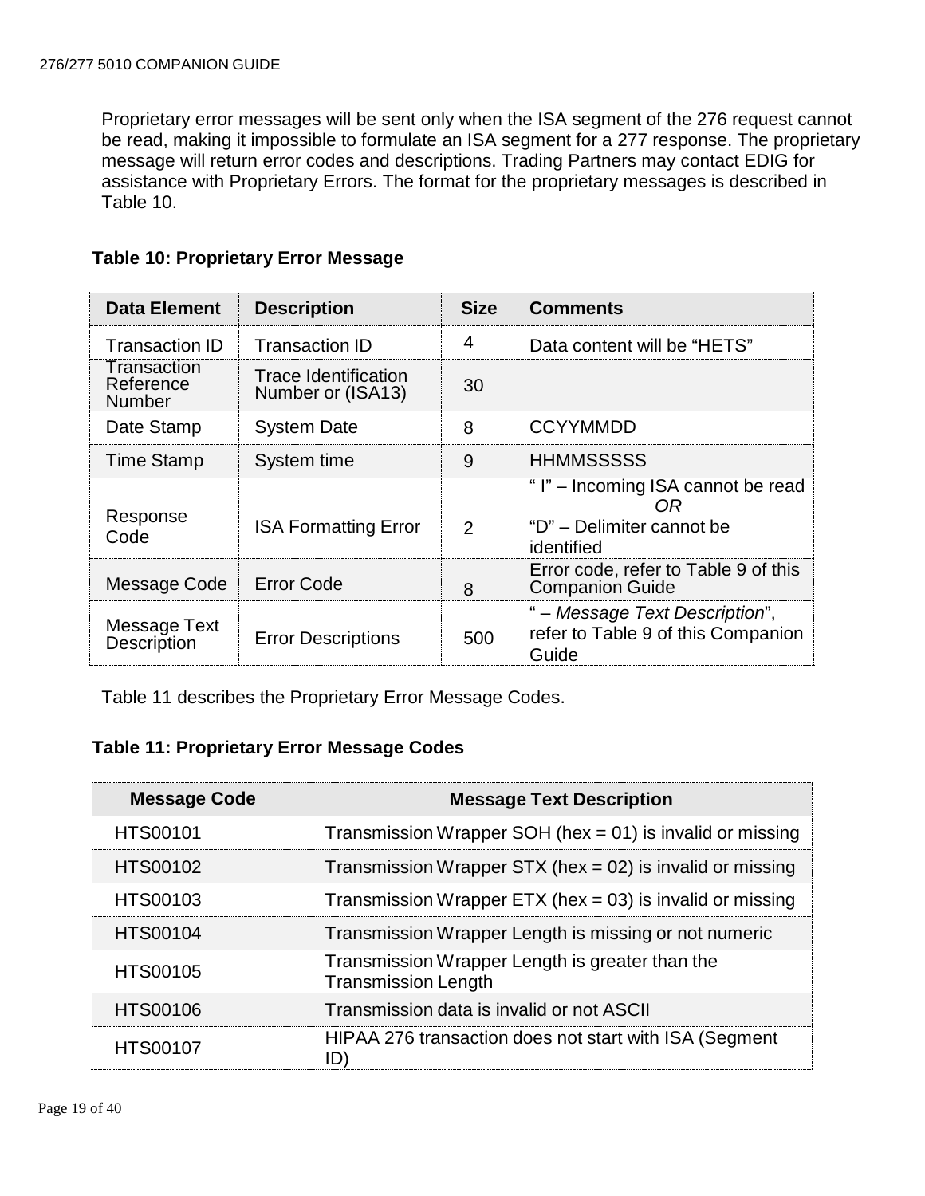Proprietary error messages will be sent only when the ISA segment of the 276 request cannot be read, making it impossible to formulate an ISA segment for a 277 response. The proprietary message will return error codes and descriptions. Trading Partners may contact EDIG for assistance with Proprietary Errors. The format for the proprietary messages is described in Table 10.

**Table 10: Proprietary Error Message**

| Data Element | Description | Size | Comments |
|---|---|---|---|
| Transaction ID | Transaction ID | 4 | Data content will be "HETS" |
| Transaction Reference Number | Trace Identification Number or (ISA13) | 30 | |
| Date Stamp | System Date | 8 | CCYYMMDD |
| Time Stamp | System time | 9 | HHMMSSSSS |
| Response Code | ISA Formatting Error | 2 | " I" – Incoming ISA cannot be read *OR* "D" – Delimiter cannot be identified |
| Message Code | Error Code | 8 | Error code, refer to Table 9 of this Companion Guide |
| Message Text Description | Error Descriptions | 500 | " – *Message Text Description*", refer to Table 9 of this Companion Guide |

Table 11 describes the Proprietary Error Message Codes.

**Table 11: Proprietary Error Message Codes**

| Message Code | Message Text Description |
|---|---|
| HTS00101 | Transmission Wrapper SOH (hex = 01) is invalid or missing |
| HTS00102 | Transmission Wrapper STX (hex = 02) is invalid or missing |
| HTS00103 | Transmission Wrapper ETX (hex = 03) is invalid or missing |
| HTS00104 | Transmission Wrapper Length is missing or not numeric |
| HTS00105 | Transmission Wrapper Length is greater than the Transmission Length |
| HTS00106 | Transmission data is invalid or not ASCII |
| HTS00107 | HIPAA 276 transaction does not start with ISA (Segment ID) |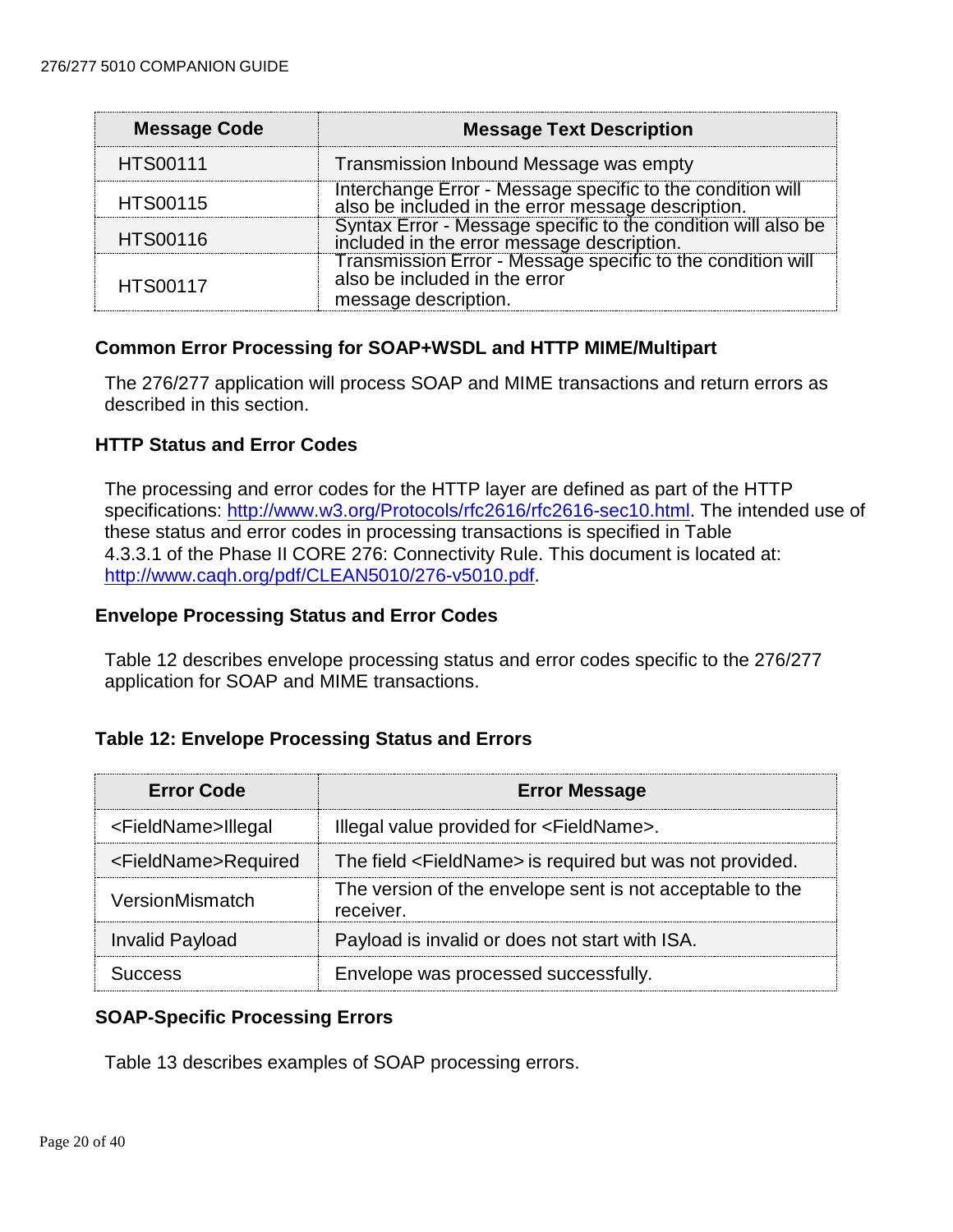| Message Code | Message Text Description |
| --- | --- |
| HTS00111 | Transmission Inbound Message was empty |
| HTS00115 | Interchange Error - Message specific to the condition will also be included in the error message description. |
| HTS00116 | Syntax Error - Message specific to the condition will also be included in the error message description. |
| HTS00117 | Transmission Error - Message specific to the condition will also be included in the error message description. |

### Common Error Processing for SOAP+WSDL and HTTP MIME/Multipart

The 276/277 application will process SOAP and MIME transactions and return errors as described in this section.

### HTTP Status and Error Codes

The processing and error codes for the HTTP layer are defined as part of the HTTP specifications: http://www.w3.org/Protocols/rfc2616/rfc2616-sec10.html. The intended use of these status and error codes in processing transactions is specified in Table 4.3.3.1 of the Phase II CORE 276: Connectivity Rule. This document is located at: http://www.caqh.org/pdf/CLEAN5010/276-v5010.pdf.

### Envelope Processing Status and Error Codes

Table 12 describes envelope processing status and error codes specific to the 276/277 application for SOAP and MIME transactions.

**Table 12: Envelope Processing Status and Errors**

| Error Code | Error Message |
| --- | --- |
| <FieldName>Illegal | Illegal value provided for <FieldName>. |
| <FieldName>Required | The field <FieldName> is required but was not provided. |
| VersionMismatch | The version of the envelope sent is not acceptable to the receiver. |
| Invalid Payload | Payload is invalid or does not start with ISA. |
| Success | Envelope was processed successfully. |

### SOAP-Specific Processing Errors

Table 13 describes examples of SOAP processing errors.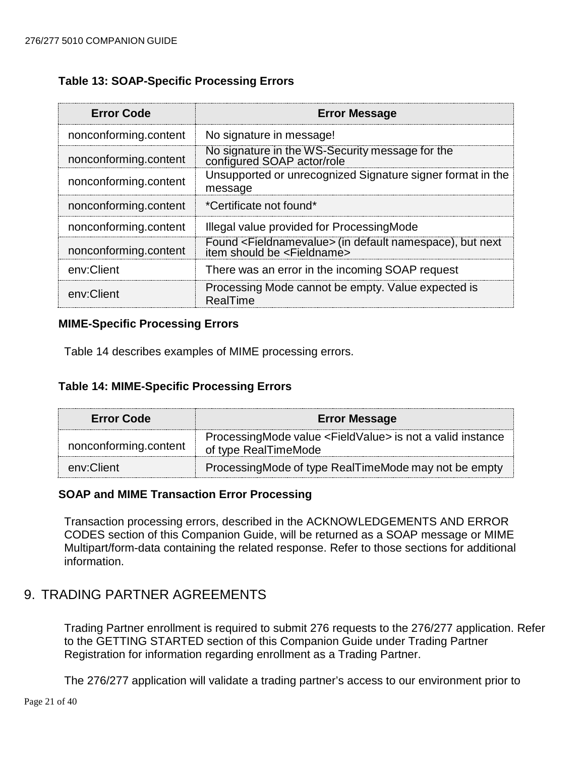**Table 13: SOAP-Specific Processing Errors**

| Error Code | Error Message |
|---|---|
| nonconforming.content | No signature in message! |
| nonconforming.content | No signature in the WS-Security message for the configured SOAP actor/role |
| nonconforming.content | Unsupported or unrecognized Signature signer format in the message |
| nonconforming.content | *Certificate not found* |
| nonconforming.content | Illegal value provided for ProcessingMode |
| nonconforming.content | Found <Fieldnamevalue> (in default namespace), but next item should be <Fieldname> |
| env:Client | There was an error in the incoming SOAP request |
| env:Client | Processing Mode cannot be empty. Value expected is RealTime |

**MIME-Specific Processing Errors**

Table 14 describes examples of MIME processing errors.

**Table 14: MIME-Specific Processing Errors**

| Error Code | Error Message |
|---|---|
| nonconforming.content | ProcessingMode value <FieldValue> is not a valid instance of type RealTimeMode |
| env:Client | ProcessingMode of type RealTimeMode may not be empty |

**SOAP and MIME Transaction Error Processing**

Transaction processing errors, described in the ACKNOWLEDGEMENTS AND ERROR CODES section of this Companion Guide, will be returned as a SOAP message or MIME Multipart/form-data containing the related response. Refer to those sections for additional information.

# 9. TRADING PARTNER AGREEMENTS

Trading Partner enrollment is required to submit 276 requests to the 276/277 application. Refer to the GETTING STARTED section of this Companion Guide under Trading Partner Registration for information regarding enrollment as a Trading Partner.

The 276/277 application will validate a trading partner's access to our environment prior to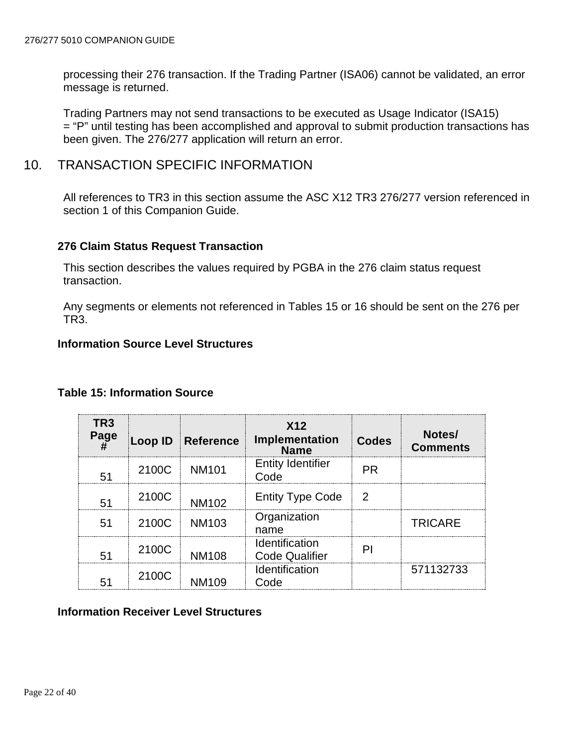processing their 276 transaction. If the Trading Partner (ISA06) cannot be validated, an error message is returned.

Trading Partners may not send transactions to be executed as Usage Indicator (ISA15) = "P" until testing has been accomplished and approval to submit production transactions has been given. The 276/277 application will return an error.

# 10. TRANSACTION SPECIFIC INFORMATION

All references to TR3 in this section assume the ASC X12 TR3 276/277 version referenced in section 1 of this Companion Guide.

### 276 Claim Status Request Transaction

This section describes the values required by PGBA in the 276 claim status request transaction.

Any segments or elements not referenced in Tables 15 or 16 should be sent on the 276 per TR3.

### Information Source Level Structures

**Table 15: Information Source**

| TR3 Page # | Loop ID | Reference | X12 Implementation Name | Codes | Notes/ Comments |
|---|---|---|---|---|---|
| 51 | 2100C | NM101 | Entity Identifier Code | PR | |
| 51 | 2100C | NM102 | Entity Type Code | 2 | |
| 51 | 2100C | NM103 | Organization name | | TRICARE |
| 51 | 2100C | NM108 | Identification Code Qualifier | PI | |
| 51 | 2100C | NM109 | Identification Code | | 571132733 |

### Information Receiver Level Structures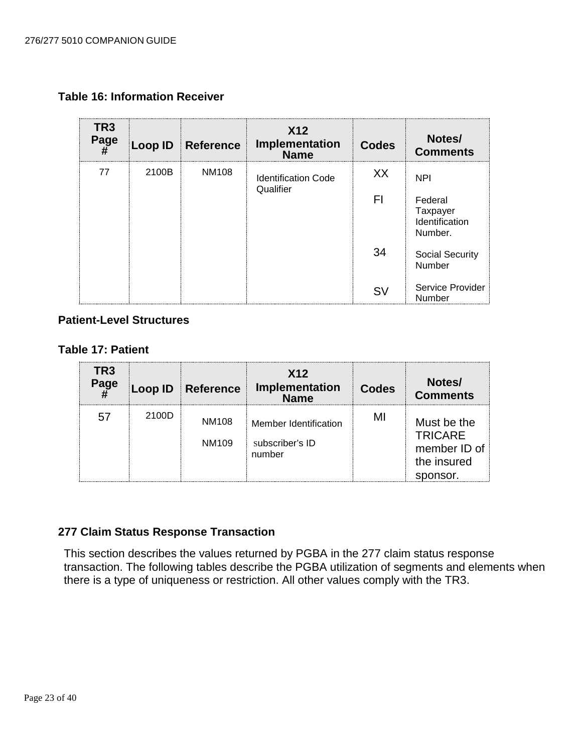### Table 16: Information Receiver

| TR3 Page # | Loop ID | Reference | X12 Implementation Name | Codes | Notes/ Comments |
|---|---|---|---|---|---|
| 77 | 2100B | NM108 | Identification Code Qualifier | XX<br><br>FI<br><br>34<br><br>SV | NPI<br><br>Federal Taxpayer Identification Number.<br><br>Social Security Number<br><br>Service Provider Number |

### Patient-Level Structures

### Table 17: Patient

| TR3 Page # | Loop ID | Reference | X12 Implementation Name | Codes | Notes/ Comments |
|---|---|---|---|---|---|
| 57 | 2100D | NM108<br><br>NM109 | Member Identification<br><br>subscriber's ID number | MI | Must be the TRICARE member ID of the insured sponsor. |

### 277 Claim Status Response Transaction

This section describes the values returned by PGBA in the 277 claim status response transaction. The following tables describe the PGBA utilization of segments and elements when there is a type of uniqueness or restriction. All other values comply with the TR3.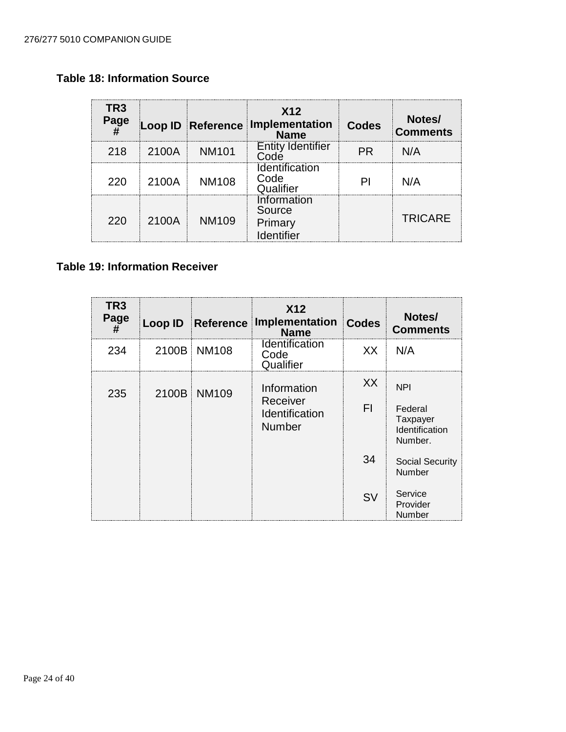**Table 18: Information Source**

| TR3 Page # | Loop ID | Reference | X12 Implementation Name | Codes | Notes/ Comments |
|---|---|---|---|---|---|
| 218 | 2100A | NM101 | Entity Identifier Code | PR | N/A |
| 220 | 2100A | NM108 | Identification Code Qualifier | PI | N/A |
| 220 | 2100A | NM109 | Information Source Primary Identifier | | TRICARE |

**Table 19: Information Receiver**

| TR3 Page # | Loop ID | Reference | X12 Implementation Name | Codes | Notes/ Comments |
|---|---|---|---|---|---|
| 234 | 2100B | NM108 | Identification Code Qualifier | XX | N/A |
| 235 | 2100B | NM109 | Information Receiver Identification Number | XX | NPI |
| | | | | FI | Federal Taxpayer Identification Number. |
| | | | | 34 | Social Security Number |
| | | | | SV | Service Provider Number |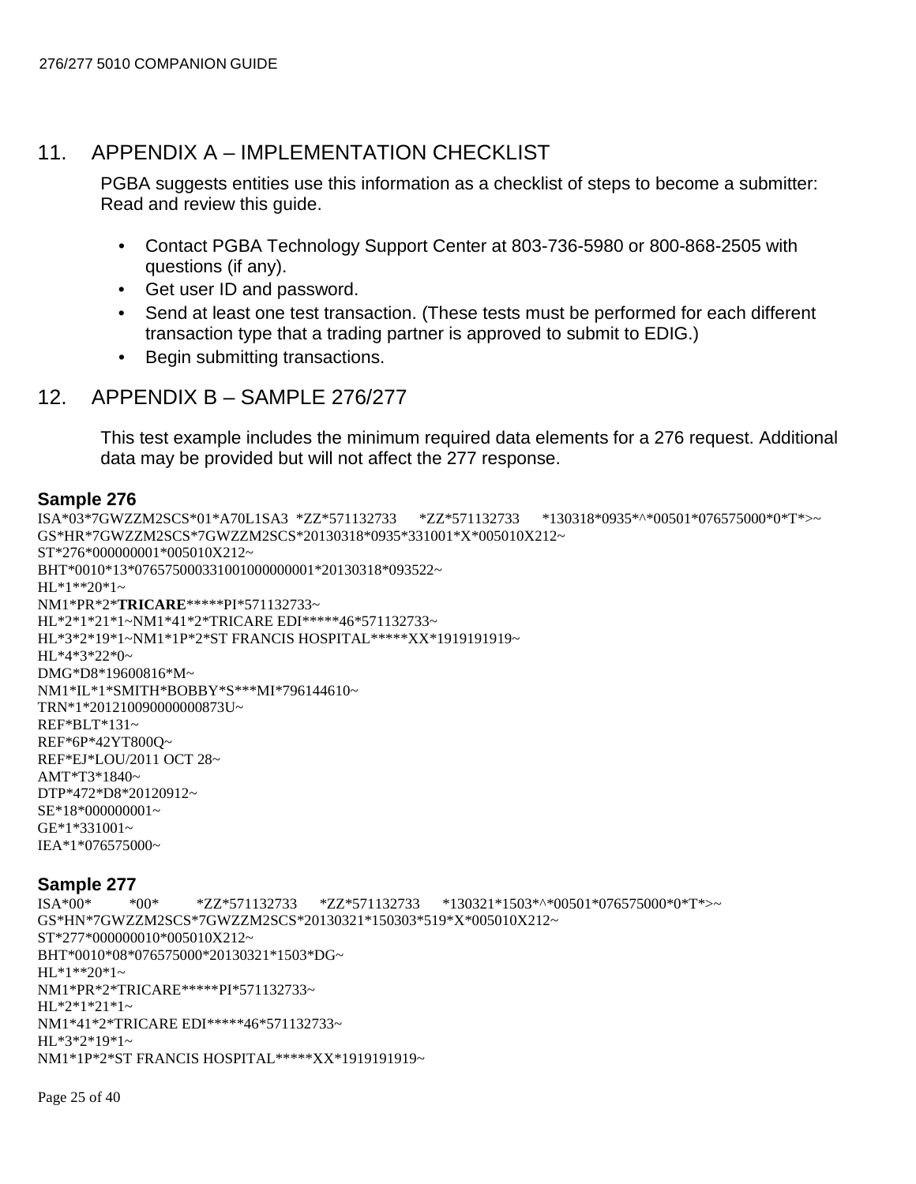## 11. APPENDIX A – IMPLEMENTATION CHECKLIST

PGBA suggests entities use this information as a checklist of steps to become a submitter: Read and review this guide.

- Contact PGBA Technology Support Center at 803-736-5980 or 800-868-2505 with questions (if any).
- Get user ID and password.
- Send at least one test transaction. (These tests must be performed for each different transaction type that a trading partner is approved to submit to EDIG.)
- Begin submitting transactions.

## 12. APPENDIX B – SAMPLE 276/277

This test example includes the minimum required data elements for a 276 request. Additional data may be provided but will not affect the 277 response.

### Sample 276

```
ISA*03*7GWZZM2SCS*01*A70L1SA3  *ZZ*571132733      *ZZ*571132733      *130318*0935*^*00501*076575000*0*T*>~
GS*HR*7GWZZM2SCS*7GWZZM2SCS*20130318*0935*331001*X*005010X212~
ST*276*000000001*005010X212~
BHT*0010*13*076575000331001000000001*20130318*093522~
HL*1**20*1~
NM1*PR*2*TRICARE*****PI*571132733~
HL*2*1*21*1~NM1*41*2*TRICARE EDI*****46*571132733~
HL*3*2*19*1~NM1*1P*2*ST FRANCIS HOSPITAL*****XX*1919191919~
HL*4*3*22*0~
DMG*D8*19600816*M~
NM1*IL*1*SMITH*BOBBY*S***MI*796144610~
TRN*1*201210090000000873U~
REF*BLT*131~
REF*6P*42YT800Q~
REF*EJ*LOU/2011 OCT 28~
AMT*T3*1840~
DTP*472*D8*20120912~
SE*18*000000001~
GE*1*331001~
IEA*1*076575000~
```

### Sample 277

```
ISA*00*          *00*          *ZZ*571132733      *ZZ*571132733      *130321*1503*^*00501*076575000*0*T*>~
GS*HN*7GWZZM2SCS*7GWZZM2SCS*20130321*150303*519*X*005010X212~
ST*277*000000010*005010X212~
BHT*0010*08*076575000*20130321*1503*DG~
HL*1**20*1~
NM1*PR*2*TRICARE*****PI*571132733~
HL*2*1*21*1~
NM1*41*2*TRICARE EDI*****46*571132733~
HL*3*2*19*1~
NM1*1P*2*ST FRANCIS HOSPITAL*****XX*1919191919~
```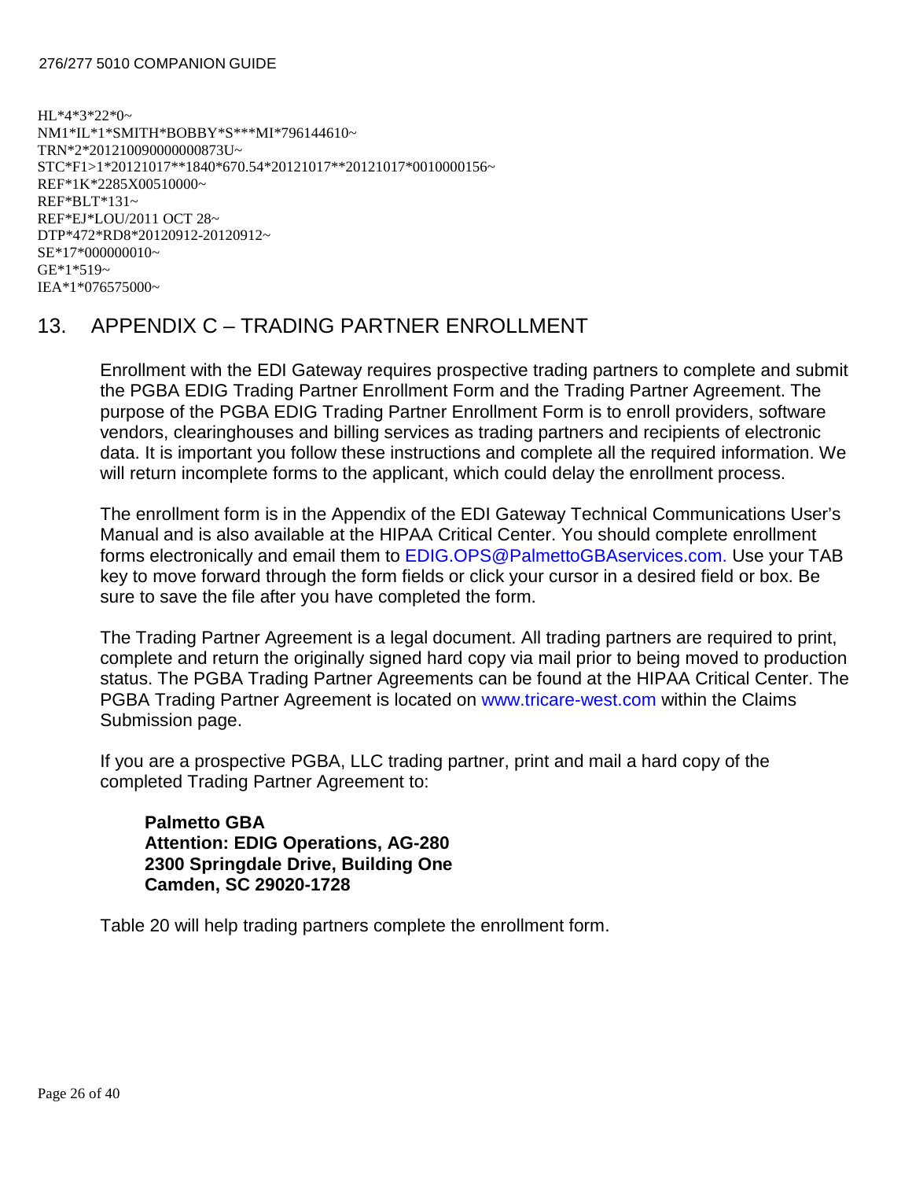```
HL*4*3*22*0~
NM1*IL*1*SMITH*BOBBY*S***MI*796144610~
TRN*2*201210090000000873U~
STC*F1>1*20121017**1840*670.54*20121017**20121017*0010000156~
REF*1K*2285X00510000~
REF*BLT*131~
REF*EJ*LOU/2011 OCT 28~
DTP*472*RD8*20120912-20120912~
SE*17*000000010~
GE*1*519~
IEA*1*076575000~
```

# 13. APPENDIX C – TRADING PARTNER ENROLLMENT

Enrollment with the EDI Gateway requires prospective trading partners to complete and submit the PGBA EDIG Trading Partner Enrollment Form and the Trading Partner Agreement. The purpose of the PGBA EDIG Trading Partner Enrollment Form is to enroll providers, software vendors, clearinghouses and billing services as trading partners and recipients of electronic data. It is important you follow these instructions and complete all the required information. We will return incomplete forms to the applicant, which could delay the enrollment process.

The enrollment form is in the Appendix of the EDI Gateway Technical Communications User's Manual and is also available at the HIPAA Critical Center. You should complete enrollment forms electronically and email them to EDIG.OPS@PalmettoGBAservices.com. Use your TAB key to move forward through the form fields or click your cursor in a desired field or box. Be sure to save the file after you have completed the form.

The Trading Partner Agreement is a legal document. All trading partners are required to print, complete and return the originally signed hard copy via mail prior to being moved to production status. The PGBA Trading Partner Agreements can be found at the HIPAA Critical Center. The PGBA Trading Partner Agreement is located on www.tricare-west.com within the Claims Submission page.

If you are a prospective PGBA, LLC trading partner, print and mail a hard copy of the completed Trading Partner Agreement to:

**Palmetto GBA**
**Attention: EDIG Operations, AG-280**
**2300 Springdale Drive, Building One**
**Camden, SC 29020-1728**

Table 20 will help trading partners complete the enrollment form.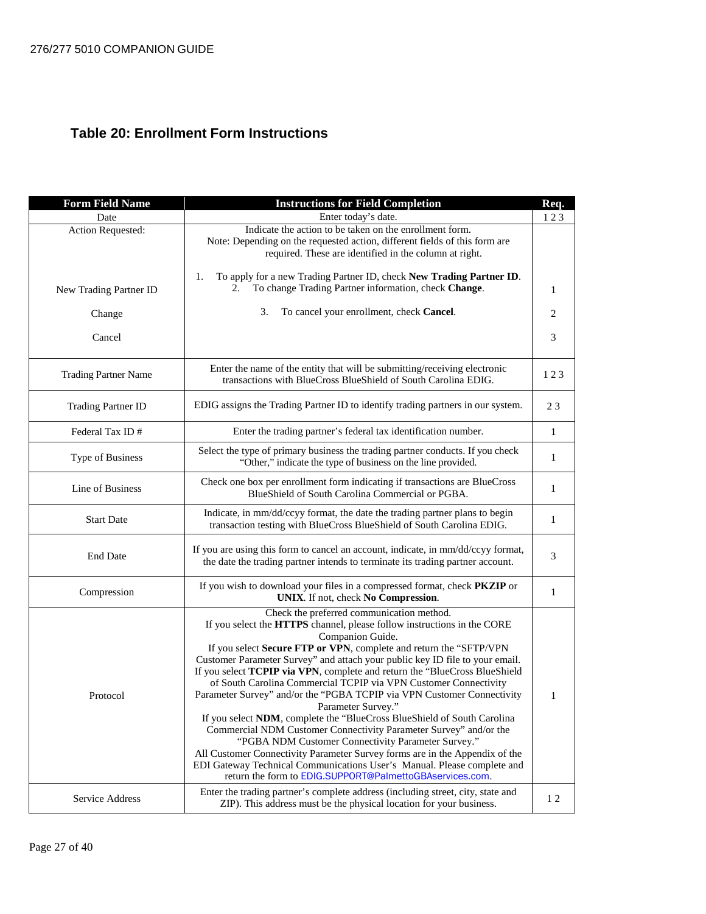## Table 20: Enrollment Form Instructions

| Form Field Name | Instructions for Field Completion | Req. |
|---|---|---|
| Date | Enter today's date. | 1 2 3 |
| Action Requested: | Indicate the action to be taken on the enrollment form. Note: Depending on the requested action, different fields of this form are required. These are identified in the column at right. | |
| New Trading Partner ID | 1. To apply for a new Trading Partner ID, check **New Trading Partner ID**. | 1 |
| Change | 2. To change Trading Partner information, check **Change**. | 2 |
| Cancel | 3. To cancel your enrollment, check **Cancel**. | 3 |
| Trading Partner Name | Enter the name of the entity that will be submitting/receiving electronic transactions with BlueCross BlueShield of South Carolina EDIG. | 1 2 3 |
| Trading Partner ID | EDIG assigns the Trading Partner ID to identify trading partners in our system. | 2 3 |
| Federal Tax ID # | Enter the trading partner's federal tax identification number. | 1 |
| Type of Business | Select the type of primary business the trading partner conducts. If you check "Other," indicate the type of business on the line provided. | 1 |
| Line of Business | Check one box per enrollment form indicating if transactions are BlueCross BlueShield of South Carolina Commercial or PGBA. | 1 |
| Start Date | Indicate, in mm/dd/ccyy format, the date the trading partner plans to begin transaction testing with BlueCross BlueShield of South Carolina EDIG. | 1 |
| End Date | If you are using this form to cancel an account, indicate, in mm/dd/ccyy format, the date the trading partner intends to terminate its trading partner account. | 3 |
| Compression | If you wish to download your files in a compressed format, check **PKZIP** or **UNIX**. If not, check **No Compression**. | 1 |
| Protocol | Check the preferred communication method. If you select the **HTTPS** channel, please follow instructions in the CORE Companion Guide. If you select **Secure FTP or VPN**, complete and return the "SFTP/VPN Customer Parameter Survey" and attach your public key ID file to your email. If you select **TCPIP via VPN**, complete and return the "BlueCross BlueShield of South Carolina Commercial TCPIP via VPN Customer Connectivity Parameter Survey" and/or the "PGBA TCPIP via VPN Customer Connectivity Parameter Survey." If you select **NDM**, complete the "BlueCross BlueShield of South Carolina Commercial NDM Customer Connectivity Parameter Survey" and/or the "PGBA NDM Customer Connectivity Parameter Survey." All Customer Connectivity Parameter Survey forms are in the Appendix of the EDI Gateway Technical Communications User's Manual. Please complete and return the form to EDIG.SUPPORT@PalmettoGBAservices.com. | 1 |
| Service Address | Enter the trading partner's complete address (including street, city, state and ZIP). This address must be the physical location for your business. | 1 2 |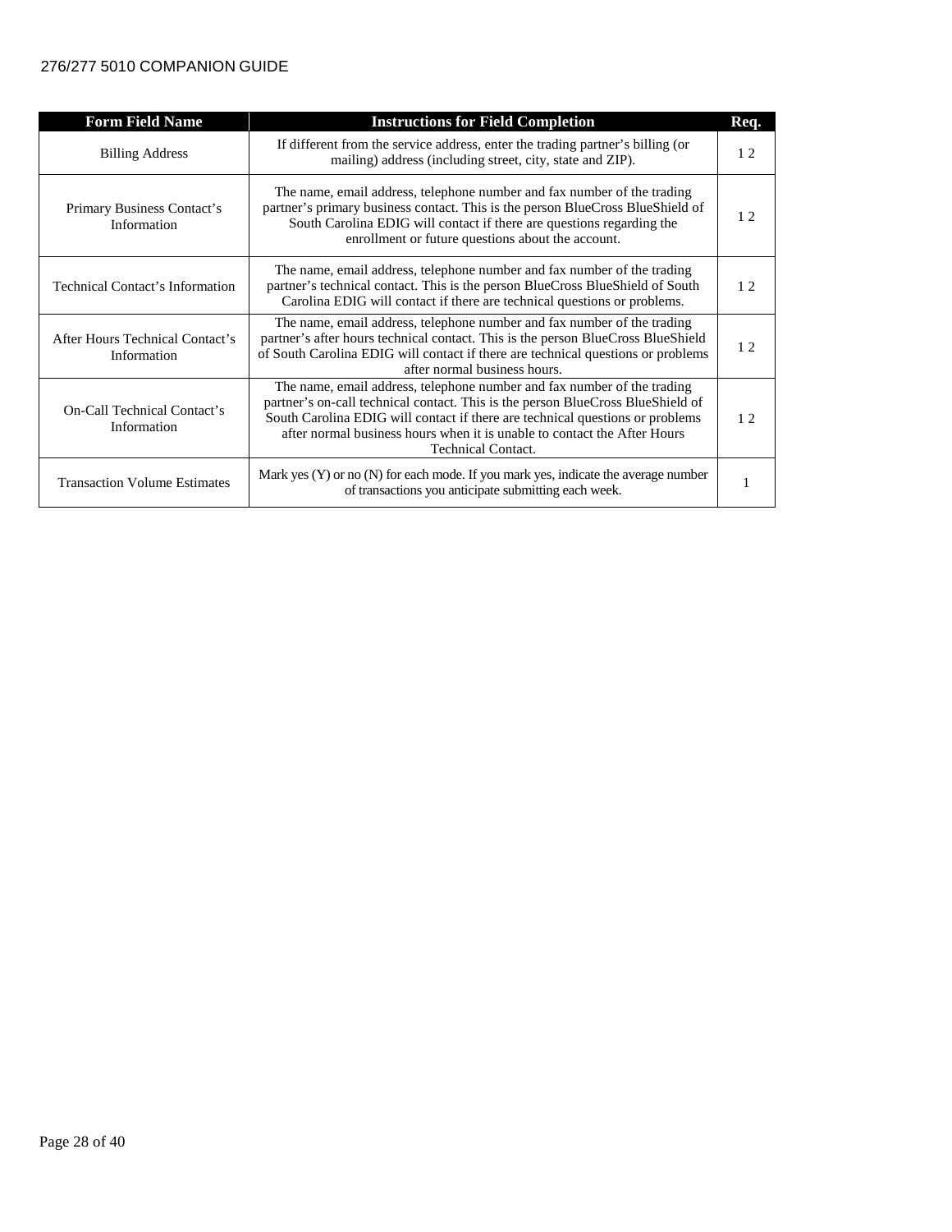| Form Field Name | Instructions for Field Completion | Req. |
|---|---|---|
| Billing Address | If different from the service address, enter the trading partner's billing (or mailing) address (including street, city, state and ZIP). | 1 2 |
| Primary Business Contact's Information | The name, email address, telephone number and fax number of the trading partner's primary business contact. This is the person BlueCross BlueShield of South Carolina EDIG will contact if there are questions regarding the enrollment or future questions about the account. | 1 2 |
| Technical Contact's Information | The name, email address, telephone number and fax number of the trading partner's technical contact. This is the person BlueCross BlueShield of South Carolina EDIG will contact if there are technical questions or problems. | 1 2 |
| After Hours Technical Contact's Information | The name, email address, telephone number and fax number of the trading partner's after hours technical contact. This is the person BlueCross BlueShield of South Carolina EDIG will contact if there are technical questions or problems after normal business hours. | 1 2 |
| On-Call Technical Contact's Information | The name, email address, telephone number and fax number of the trading partner's on-call technical contact. This is the person BlueCross BlueShield of South Carolina EDIG will contact if there are technical questions or problems after normal business hours when it is unable to contact the After Hours Technical Contact. | 1 2 |
| Transaction Volume Estimates | Mark yes (Y) or no (N) for each mode. If you mark yes, indicate the average number of transactions you anticipate submitting each week. | 1 |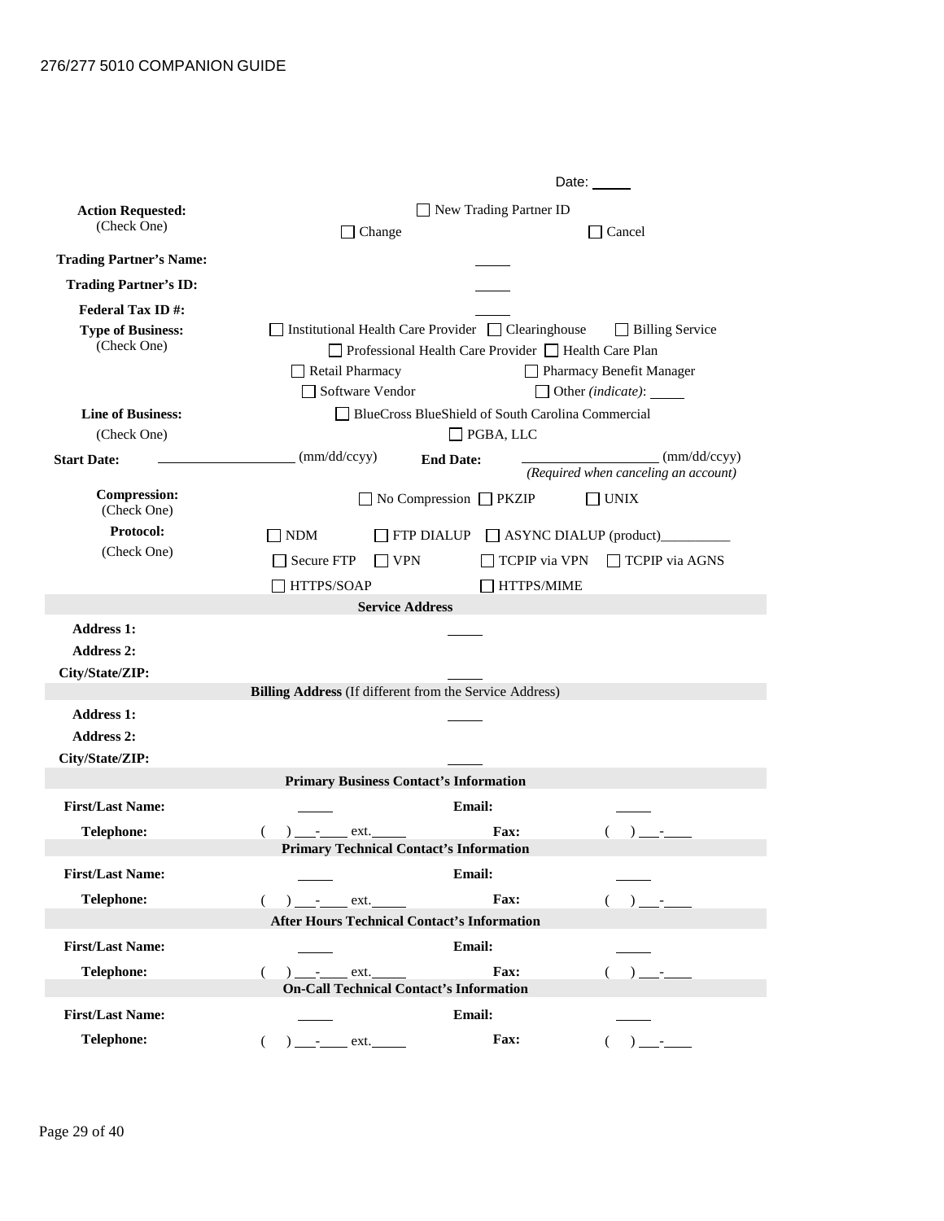Date: _____

**Action Requested:** (Check One)
☐ New Trading Partner ID
☐ Change ☐ Cancel

**Trading Partner's Name:** _____

**Trading Partner's ID:** _____

**Federal Tax ID #:** _____

**Type of Business:** (Check One)
☐ Institutional Health Care Provider ☐ Clearinghouse ☐ Billing Service
☐ Professional Health Care Provider ☐ Health Care Plan
☐ Retail Pharmacy ☐ Pharmacy Benefit Manager
☐ Software Vendor ☐ Other *(indicate)*: _____

**Line of Business:** (Check One)
☐ BlueCross BlueShield of South Carolina Commercial
☐ PGBA, LLC

**Start Date:** ________________ (mm/dd/ccyy) **End Date:** ________________ (mm/dd/ccyy)
*(Required when canceling an account)*

**Compression:** (Check One)
☐ No Compression ☐ PKZIP ☐ UNIX

**Protocol:** (Check One)
☐ NDM ☐ FTP DIALUP ☐ ASYNC DIALUP (product)__________
☐ Secure FTP ☐ VPN ☐ TCPIP via VPN ☐ TCPIP via AGNS
☐ HTTPS/SOAP ☐ HTTPS/MIME

**Service Address**

**Address 1:** _____
**Address 2:**
**City/State/ZIP:** _____

**Billing Address** (If different from the Service Address)

**Address 1:** _____
**Address 2:**
**City/State/ZIP:** _____

**Primary Business Contact's Information**

**First/Last Name:** _____ **Email:** _____
**Telephone:** ( ) ___-____ ext._____ **Fax:** ( ) ___-____

**Primary Technical Contact's Information**

**First/Last Name:** _____ **Email:** _____
**Telephone:** ( ) ___-____ ext._____ **Fax:** ( ) ___-____

**After Hours Technical Contact's Information**

**First/Last Name:** _____ **Email:** _____
**Telephone:** ( ) ___-____ ext._____ **Fax:** ( ) ___-____

**On-Call Technical Contact's Information**

**First/Last Name:** _____ **Email:** _____
**Telephone:** ( ) ___-____ ext._____ **Fax:** ( ) ___-____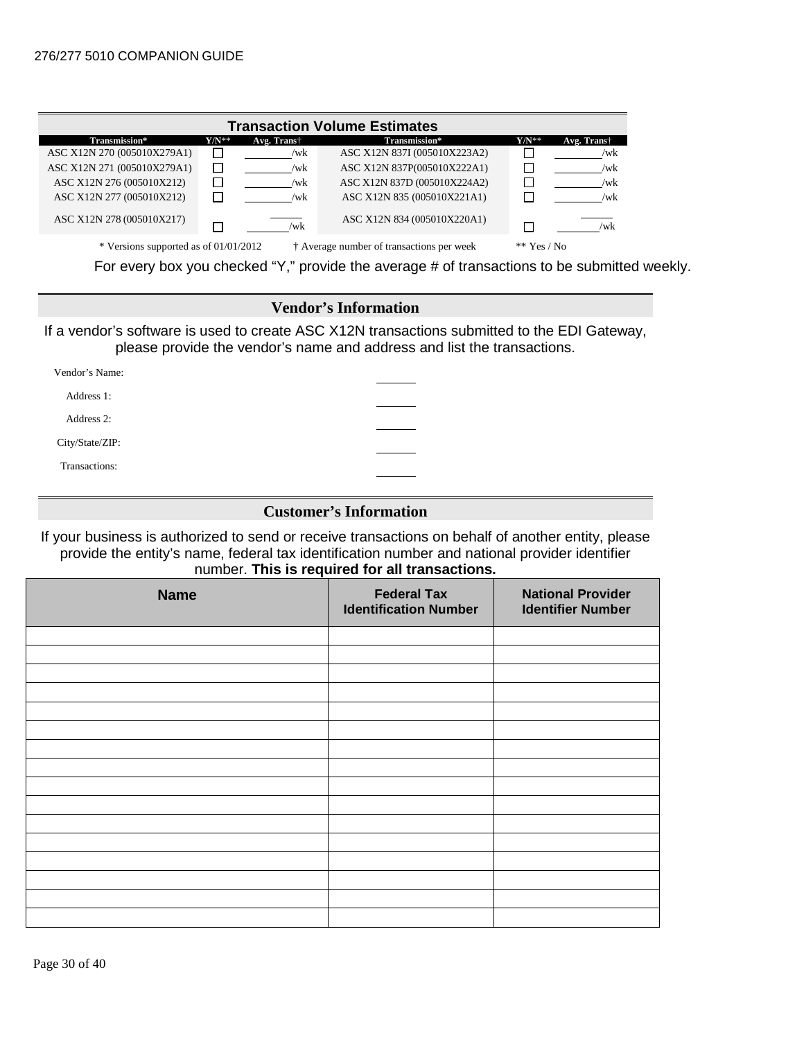## Transaction Volume Estimates

| Transmission* | Y/N** | Avg. Trans† | Transmission* | Y/N** | Avg. Trans† |
|---|---|---|---|---|---|
| ASC X12N 270 (005010X279A1) | ☐ | ________/wk | ASC X12N 837I (005010X223A2) | ☐ | ________/wk |
| ASC X12N 271 (005010X279A1) | ☐ | ________/wk | ASC X12N 837P(005010X222A1) | ☐ | ________/wk |
| ASC X12N 276 (005010X212) | ☐ | ________/wk | ASC X12N 837D (005010X224A2) | ☐ | ________/wk |
| ASC X12N 277 (005010X212) | ☐ | ________/wk | ASC X12N 835 (005010X221A1) | ☐ | ________/wk |
| ASC X12N 278 (005010X217) | ☐ | ________/wk | ASC X12N 834 (005010X220A1) | ☐ | ________/wk |

\* Versions supported as of 01/01/2012 † Average number of transactions per week ** Yes / No

For every box you checked "Y," provide the average # of transactions to be submitted weekly.

## Vendor's Information

If a vendor's software is used to create ASC X12N transactions submitted to the EDI Gateway, please provide the vendor's name and address and list the transactions.

Vendor's Name: ________

Address 1: ________

Address 2: ________

City/State/ZIP: ________

Transactions: ________

## Customer's Information

If your business is authorized to send or receive transactions on behalf of another entity, please provide the entity's name, federal tax identification number and national provider identifier number. **This is required for all transactions.**

| Name | Federal Tax Identification Number | National Provider Identifier Number |
|---|---|---|
| | | |
| | | |
| | | |
| | | |
| | | |
| | | |
| | | |
| | | |
| | | |
| | | |
| | | |
| | | |
| | | |
| | | |
| | | |
| | | |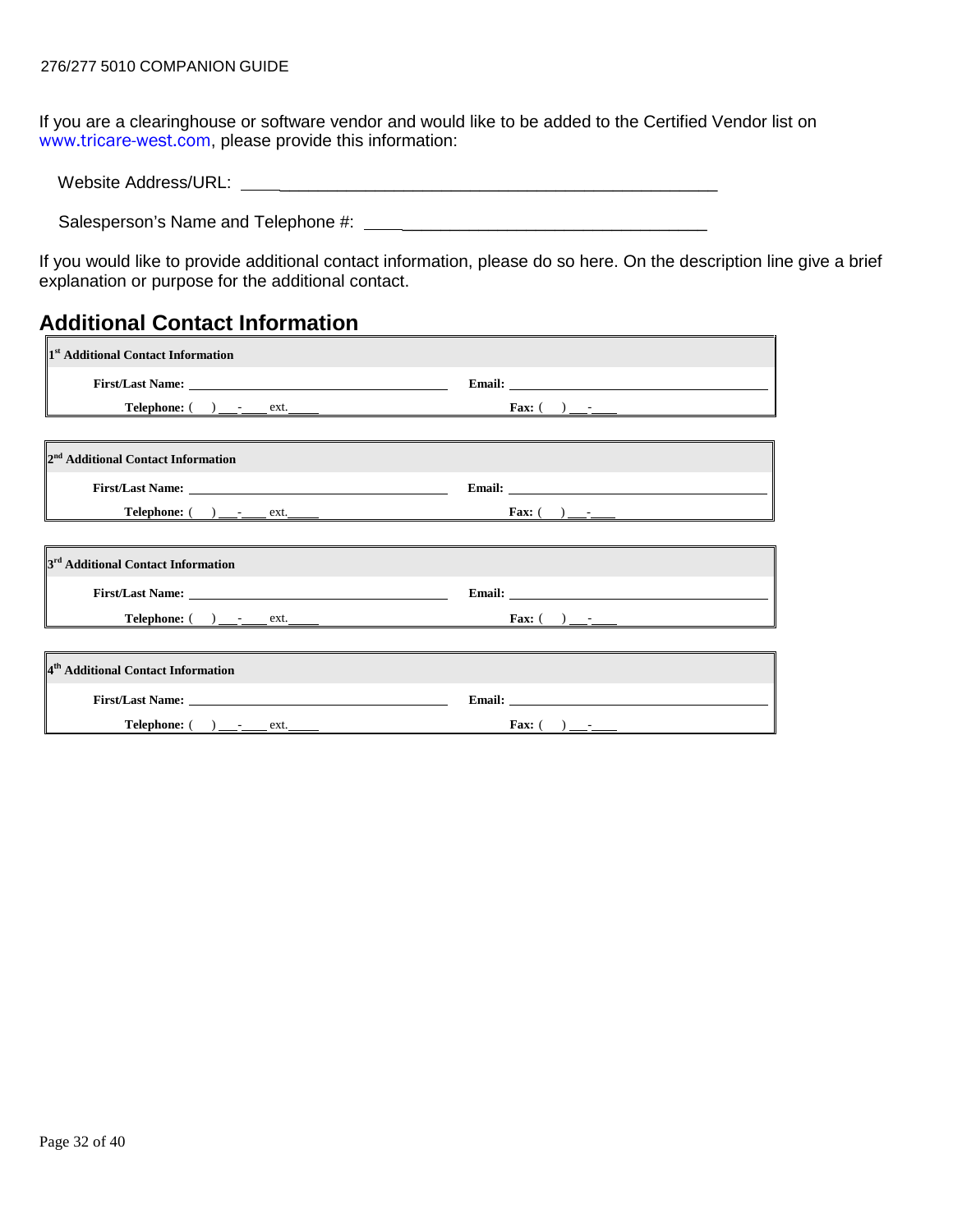If you are a clearinghouse or software vendor and would like to be added to the Certified Vendor list on www.tricare-west.com, please provide this information:

Website Address/URL: ______________________________________________________

Salesperson's Name and Telephone #: ______________________________________

If you would like to provide additional contact information, please do so here. On the description line give a brief explanation or purpose for the additional contact.

## Additional Contact Information

| 1st Additional Contact Information | |
|---|---|
| **First/Last Name:** ____________________ | **Email:** ____________________ |
| **Telephone:** (   ) ___-____ ext.____ | **Fax:** (   ) ___-____ |

| 2nd Additional Contact Information | |
|---|---|
| **First/Last Name:** ____________________ | **Email:** ____________________ |
| **Telephone:** (   ) ___-____ ext.____ | **Fax:** (   ) ___-____ |

| 3rd Additional Contact Information | |
|---|---|
| **First/Last Name:** ____________________ | **Email:** ____________________ |
| **Telephone:** (   ) ___-____ ext.____ | **Fax:** (   ) ___-____ |

| 4th Additional Contact Information | |
|---|---|
| **First/Last Name:** ____________________ | **Email:** ____________________ |
| **Telephone:** (   ) ___-____ ext.____ | **Fax:** (   ) ___-____ |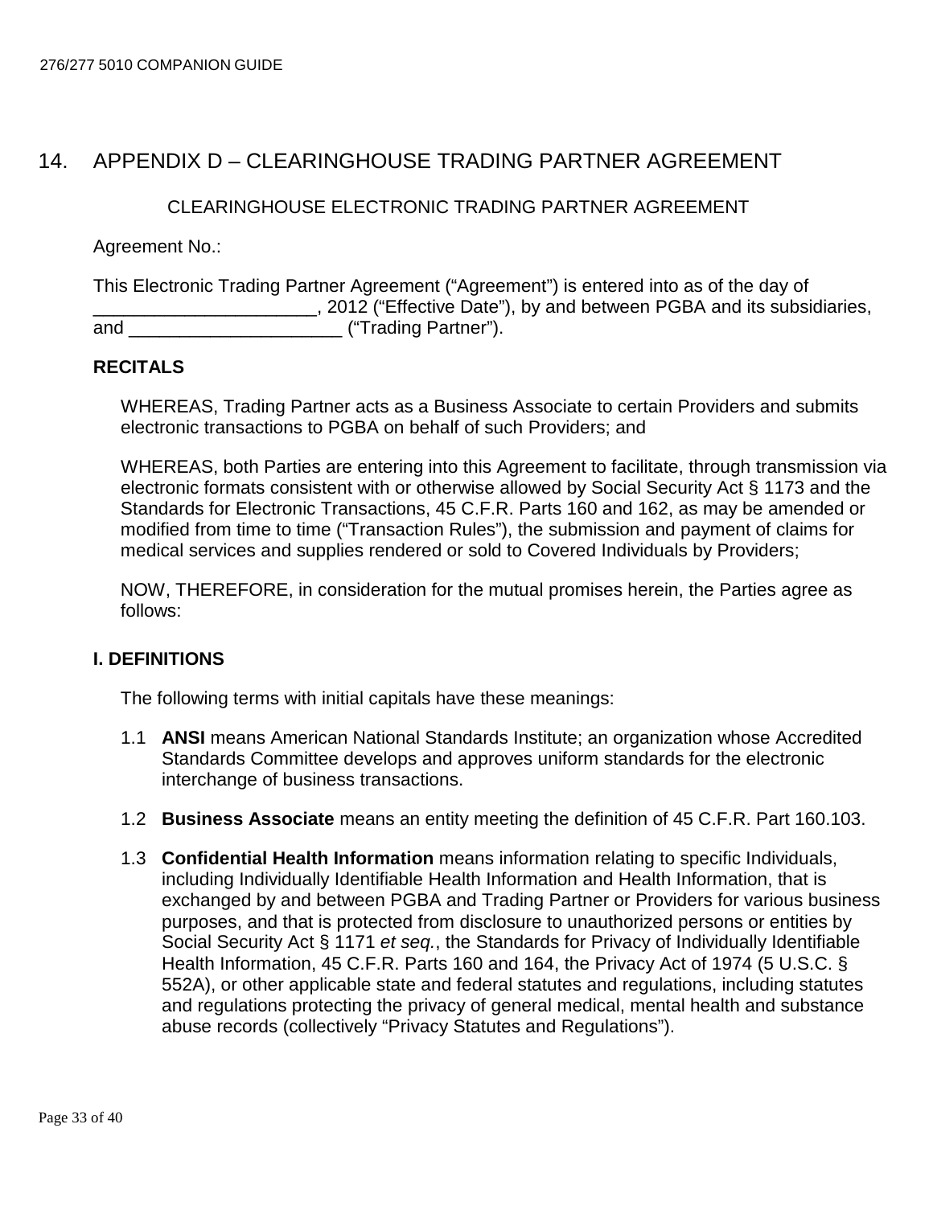# 14. APPENDIX D – CLEARINGHOUSE TRADING PARTNER AGREEMENT

CLEARINGHOUSE ELECTRONIC TRADING PARTNER AGREEMENT

Agreement No.:

This Electronic Trading Partner Agreement ("Agreement") is entered into as of the day of ______________________, 2012 ("Effective Date"), by and between PGBA and its subsidiaries, and _____________________ ("Trading Partner").

**RECITALS**

WHEREAS, Trading Partner acts as a Business Associate to certain Providers and submits electronic transactions to PGBA on behalf of such Providers; and

WHEREAS, both Parties are entering into this Agreement to facilitate, through transmission via electronic formats consistent with or otherwise allowed by Social Security Act § 1173 and the Standards for Electronic Transactions, 45 C.F.R. Parts 160 and 162, as may be amended or modified from time to time ("Transaction Rules"), the submission and payment of claims for medical services and supplies rendered or sold to Covered Individuals by Providers;

NOW, THEREFORE, in consideration for the mutual promises herein, the Parties agree as follows:

**I. DEFINITIONS**

The following terms with initial capitals have these meanings:

1.1 **ANSI** means American National Standards Institute; an organization whose Accredited Standards Committee develops and approves uniform standards for the electronic interchange of business transactions.

1.2 **Business Associate** means an entity meeting the definition of 45 C.F.R. Part 160.103.

1.3 **Confidential Health Information** means information relating to specific Individuals, including Individually Identifiable Health Information and Health Information, that is exchanged by and between PGBA and Trading Partner or Providers for various business purposes, and that is protected from disclosure to unauthorized persons or entities by Social Security Act § 1171 *et seq.*, the Standards for Privacy of Individually Identifiable Health Information, 45 C.F.R. Parts 160 and 164, the Privacy Act of 1974 (5 U.S.C. § 552A), or other applicable state and federal statutes and regulations, including statutes and regulations protecting the privacy of general medical, mental health and substance abuse records (collectively "Privacy Statutes and Regulations").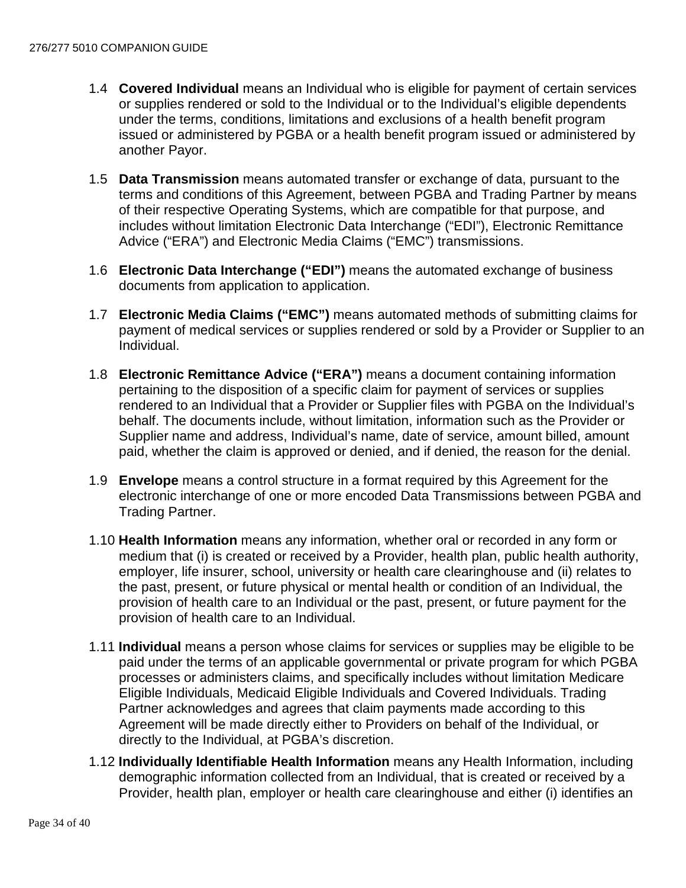1.4 **Covered Individual** means an Individual who is eligible for payment of certain services or supplies rendered or sold to the Individual or to the Individual's eligible dependents under the terms, conditions, limitations and exclusions of a health benefit program issued or administered by PGBA or a health benefit program issued or administered by another Payor.

1.5 **Data Transmission** means automated transfer or exchange of data, pursuant to the terms and conditions of this Agreement, between PGBA and Trading Partner by means of their respective Operating Systems, which are compatible for that purpose, and includes without limitation Electronic Data Interchange ("EDI"), Electronic Remittance Advice ("ERA") and Electronic Media Claims ("EMC") transmissions.

1.6 **Electronic Data Interchange ("EDI")** means the automated exchange of business documents from application to application.

1.7 **Electronic Media Claims ("EMC")** means automated methods of submitting claims for payment of medical services or supplies rendered or sold by a Provider or Supplier to an Individual.

1.8 **Electronic Remittance Advice ("ERA")** means a document containing information pertaining to the disposition of a specific claim for payment of services or supplies rendered to an Individual that a Provider or Supplier files with PGBA on the Individual's behalf. The documents include, without limitation, information such as the Provider or Supplier name and address, Individual's name, date of service, amount billed, amount paid, whether the claim is approved or denied, and if denied, the reason for the denial.

1.9 **Envelope** means a control structure in a format required by this Agreement for the electronic interchange of one or more encoded Data Transmissions between PGBA and Trading Partner.

1.10 **Health Information** means any information, whether oral or recorded in any form or medium that (i) is created or received by a Provider, health plan, public health authority, employer, life insurer, school, university or health care clearinghouse and (ii) relates to the past, present, or future physical or mental health or condition of an Individual, the provision of health care to an Individual or the past, present, or future payment for the provision of health care to an Individual.

1.11 **Individual** means a person whose claims for services or supplies may be eligible to be paid under the terms of an applicable governmental or private program for which PGBA processes or administers claims, and specifically includes without limitation Medicare Eligible Individuals, Medicaid Eligible Individuals and Covered Individuals. Trading Partner acknowledges and agrees that claim payments made according to this Agreement will be made directly either to Providers on behalf of the Individual, or directly to the Individual, at PGBA's discretion.

1.12 **Individually Identifiable Health Information** means any Health Information, including demographic information collected from an Individual, that is created or received by a Provider, health plan, employer or health care clearinghouse and either (i) identifies an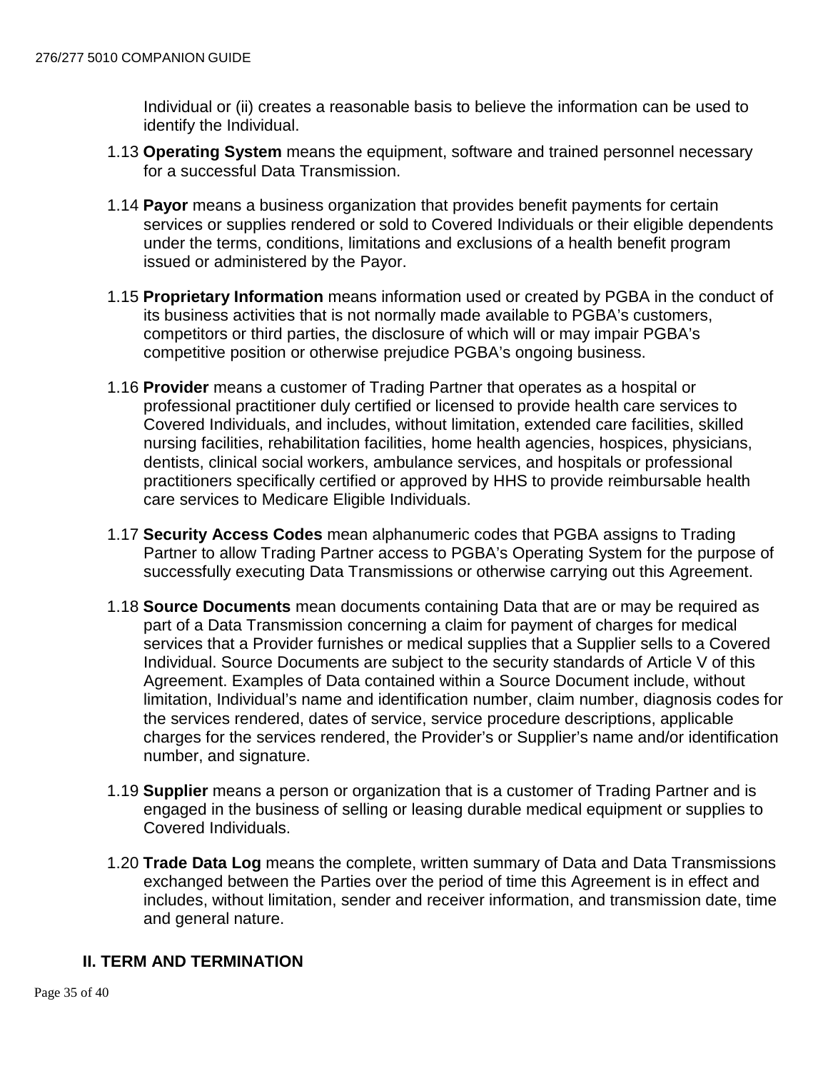Individual or (ii) creates a reasonable basis to believe the information can be used to identify the Individual.

1.13 **Operating System** means the equipment, software and trained personnel necessary for a successful Data Transmission.

1.14 **Payor** means a business organization that provides benefit payments for certain services or supplies rendered or sold to Covered Individuals or their eligible dependents under the terms, conditions, limitations and exclusions of a health benefit program issued or administered by the Payor.

1.15 **Proprietary Information** means information used or created by PGBA in the conduct of its business activities that is not normally made available to PGBA's customers, competitors or third parties, the disclosure of which will or may impair PGBA's competitive position or otherwise prejudice PGBA's ongoing business.

1.16 **Provider** means a customer of Trading Partner that operates as a hospital or professional practitioner duly certified or licensed to provide health care services to Covered Individuals, and includes, without limitation, extended care facilities, skilled nursing facilities, rehabilitation facilities, home health agencies, hospices, physicians, dentists, clinical social workers, ambulance services, and hospitals or professional practitioners specifically certified or approved by HHS to provide reimbursable health care services to Medicare Eligible Individuals.

1.17 **Security Access Codes** mean alphanumeric codes that PGBA assigns to Trading Partner to allow Trading Partner access to PGBA's Operating System for the purpose of successfully executing Data Transmissions or otherwise carrying out this Agreement.

1.18 **Source Documents** mean documents containing Data that are or may be required as part of a Data Transmission concerning a claim for payment of charges for medical services that a Provider furnishes or medical supplies that a Supplier sells to a Covered Individual. Source Documents are subject to the security standards of Article V of this Agreement. Examples of Data contained within a Source Document include, without limitation, Individual's name and identification number, claim number, diagnosis codes for the services rendered, dates of service, service procedure descriptions, applicable charges for the services rendered, the Provider's or Supplier's name and/or identification number, and signature.

1.19 **Supplier** means a person or organization that is a customer of Trading Partner and is engaged in the business of selling or leasing durable medical equipment or supplies to Covered Individuals.

1.20 **Trade Data Log** means the complete, written summary of Data and Data Transmissions exchanged between the Parties over the period of time this Agreement is in effect and includes, without limitation, sender and receiver information, and transmission date, time and general nature.

## II. TERM AND TERMINATION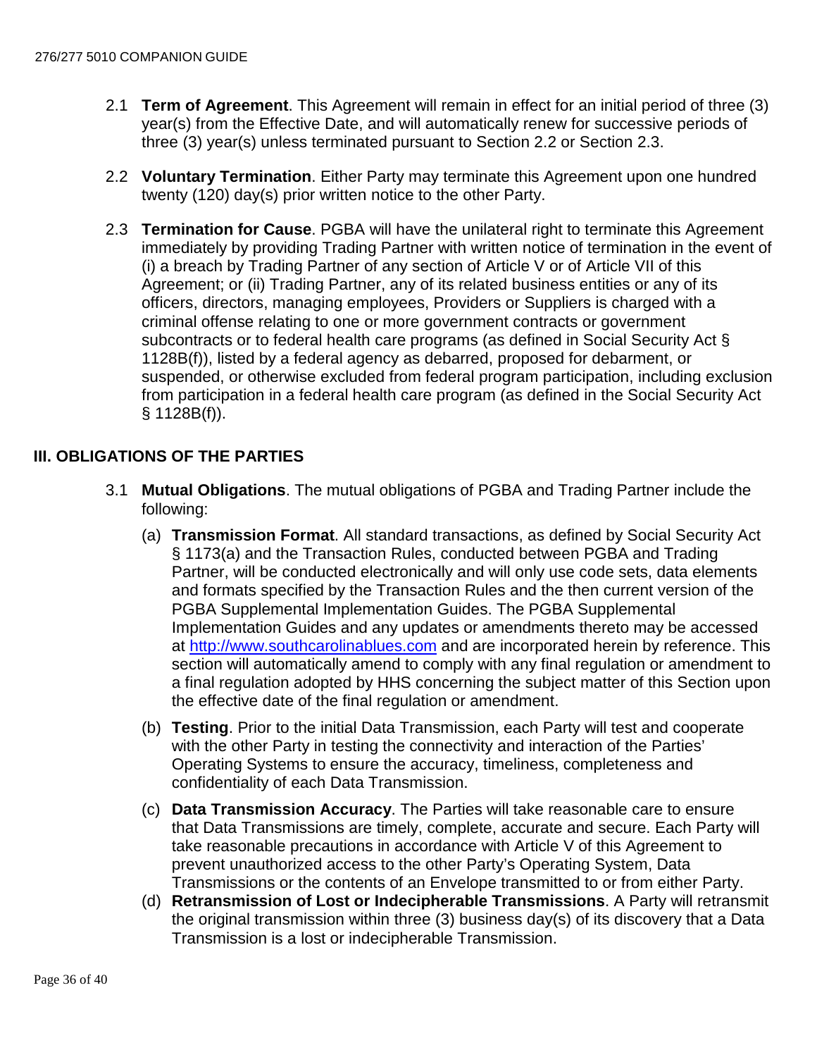2.1 **Term of Agreement**. This Agreement will remain in effect for an initial period of three (3) year(s) from the Effective Date, and will automatically renew for successive periods of three (3) year(s) unless terminated pursuant to Section 2.2 or Section 2.3.

2.2 **Voluntary Termination**. Either Party may terminate this Agreement upon one hundred twenty (120) day(s) prior written notice to the other Party.

2.3 **Termination for Cause**. PGBA will have the unilateral right to terminate this Agreement immediately by providing Trading Partner with written notice of termination in the event of (i) a breach by Trading Partner of any section of Article V or of Article VII of this Agreement; or (ii) Trading Partner, any of its related business entities or any of its officers, directors, managing employees, Providers or Suppliers is charged with a criminal offense relating to one or more government contracts or government subcontracts or to federal health care programs (as defined in Social Security Act § 1128B(f)), listed by a federal agency as debarred, proposed for debarment, or suspended, or otherwise excluded from federal program participation, including exclusion from participation in a federal health care program (as defined in the Social Security Act § 1128B(f)).

## III. OBLIGATIONS OF THE PARTIES

3.1 **Mutual Obligations**. The mutual obligations of PGBA and Trading Partner include the following:

(a) **Transmission Format**. All standard transactions, as defined by Social Security Act § 1173(a) and the Transaction Rules, conducted between PGBA and Trading Partner, will be conducted electronically and will only use code sets, data elements and formats specified by the Transaction Rules and the then current version of the PGBA Supplemental Implementation Guides. The PGBA Supplemental Implementation Guides and any updates or amendments thereto may be accessed at [http://www.southcarolinablues.com](http://www.southcarolinablues.com) and are incorporated herein by reference. This section will automatically amend to comply with any final regulation or amendment to a final regulation adopted by HHS concerning the subject matter of this Section upon the effective date of the final regulation or amendment.

(b) **Testing**. Prior to the initial Data Transmission, each Party will test and cooperate with the other Party in testing the connectivity and interaction of the Parties' Operating Systems to ensure the accuracy, timeliness, completeness and confidentiality of each Data Transmission.

(c) **Data Transmission Accuracy**. The Parties will take reasonable care to ensure that Data Transmissions are timely, complete, accurate and secure. Each Party will take reasonable precautions in accordance with Article V of this Agreement to prevent unauthorized access to the other Party's Operating System, Data Transmissions or the contents of an Envelope transmitted to or from either Party.

(d) **Retransmission of Lost or Indecipherable Transmissions**. A Party will retransmit the original transmission within three (3) business day(s) of its discovery that a Data Transmission is a lost or indecipherable Transmission.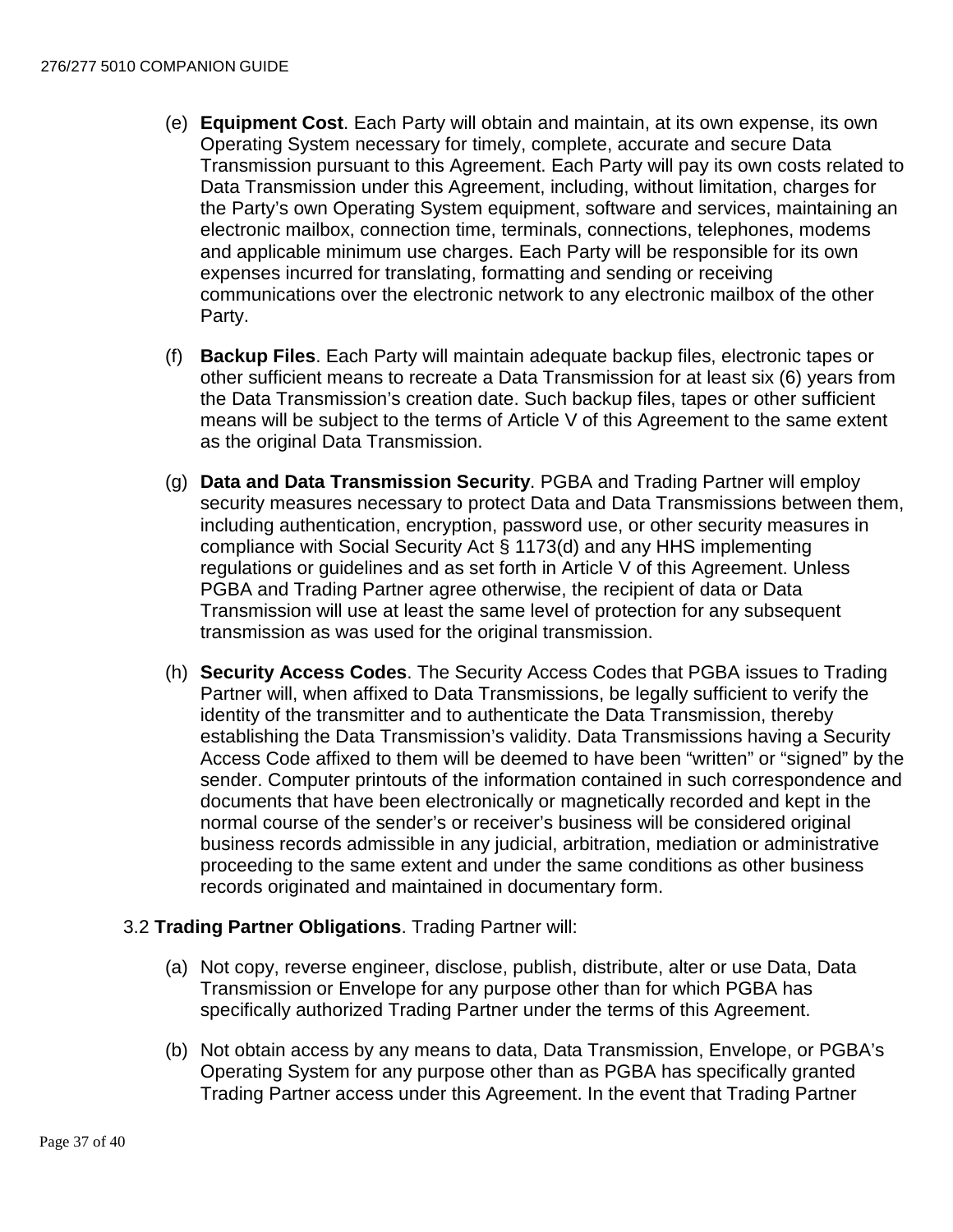(e) **Equipment Cost**. Each Party will obtain and maintain, at its own expense, its own Operating System necessary for timely, complete, accurate and secure Data Transmission pursuant to this Agreement. Each Party will pay its own costs related to Data Transmission under this Agreement, including, without limitation, charges for the Party's own Operating System equipment, software and services, maintaining an electronic mailbox, connection time, terminals, connections, telephones, modems and applicable minimum use charges. Each Party will be responsible for its own expenses incurred for translating, formatting and sending or receiving communications over the electronic network to any electronic mailbox of the other Party.

(f) **Backup Files**. Each Party will maintain adequate backup files, electronic tapes or other sufficient means to recreate a Data Transmission for at least six (6) years from the Data Transmission's creation date. Such backup files, tapes or other sufficient means will be subject to the terms of Article V of this Agreement to the same extent as the original Data Transmission.

(g) **Data and Data Transmission Security**. PGBA and Trading Partner will employ security measures necessary to protect Data and Data Transmissions between them, including authentication, encryption, password use, or other security measures in compliance with Social Security Act § 1173(d) and any HHS implementing regulations or guidelines and as set forth in Article V of this Agreement. Unless PGBA and Trading Partner agree otherwise, the recipient of data or Data Transmission will use at least the same level of protection for any subsequent transmission as was used for the original transmission.

(h) **Security Access Codes**. The Security Access Codes that PGBA issues to Trading Partner will, when affixed to Data Transmissions, be legally sufficient to verify the identity of the transmitter and to authenticate the Data Transmission, thereby establishing the Data Transmission's validity. Data Transmissions having a Security Access Code affixed to them will be deemed to have been "written" or "signed" by the sender. Computer printouts of the information contained in such correspondence and documents that have been electronically or magnetically recorded and kept in the normal course of the sender's or receiver's business will be considered original business records admissible in any judicial, arbitration, mediation or administrative proceeding to the same extent and under the same conditions as other business records originated and maintained in documentary form.

3.2 **Trading Partner Obligations**. Trading Partner will:

(a) Not copy, reverse engineer, disclose, publish, distribute, alter or use Data, Data Transmission or Envelope for any purpose other than for which PGBA has specifically authorized Trading Partner under the terms of this Agreement.

(b) Not obtain access by any means to data, Data Transmission, Envelope, or PGBA's Operating System for any purpose other than as PGBA has specifically granted Trading Partner access under this Agreement. In the event that Trading Partner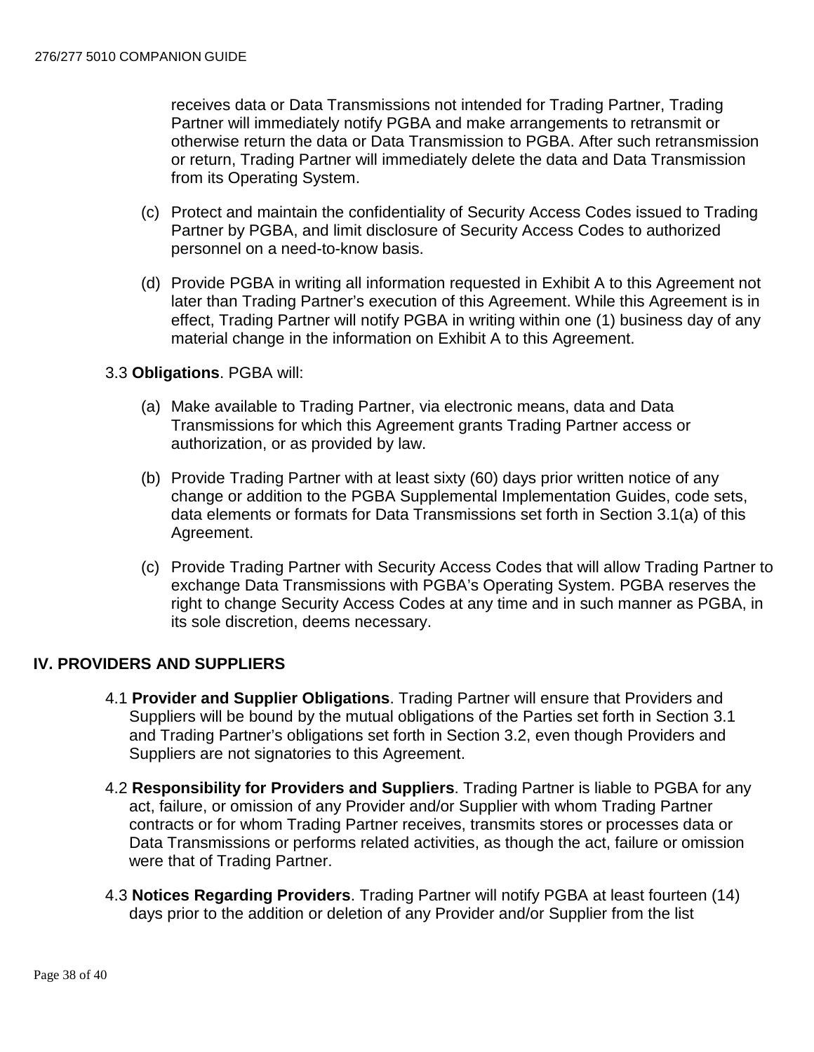receives data or Data Transmissions not intended for Trading Partner, Trading Partner will immediately notify PGBA and make arrangements to retransmit or otherwise return the data or Data Transmission to PGBA. After such retransmission or return, Trading Partner will immediately delete the data and Data Transmission from its Operating System.

(c) Protect and maintain the confidentiality of Security Access Codes issued to Trading Partner by PGBA, and limit disclosure of Security Access Codes to authorized personnel on a need-to-know basis.

(d) Provide PGBA in writing all information requested in Exhibit A to this Agreement not later than Trading Partner's execution of this Agreement. While this Agreement is in effect, Trading Partner will notify PGBA in writing within one (1) business day of any material change in the information on Exhibit A to this Agreement.

3.3 **Obligations**. PGBA will:

(a) Make available to Trading Partner, via electronic means, data and Data Transmissions for which this Agreement grants Trading Partner access or authorization, or as provided by law.

(b) Provide Trading Partner with at least sixty (60) days prior written notice of any change or addition to the PGBA Supplemental Implementation Guides, code sets, data elements or formats for Data Transmissions set forth in Section 3.1(a) of this Agreement.

(c) Provide Trading Partner with Security Access Codes that will allow Trading Partner to exchange Data Transmissions with PGBA's Operating System. PGBA reserves the right to change Security Access Codes at any time and in such manner as PGBA, in its sole discretion, deems necessary.

## IV. PROVIDERS AND SUPPLIERS

4.1 **Provider and Supplier Obligations**. Trading Partner will ensure that Providers and Suppliers will be bound by the mutual obligations of the Parties set forth in Section 3.1 and Trading Partner's obligations set forth in Section 3.2, even though Providers and Suppliers are not signatories to this Agreement.

4.2 **Responsibility for Providers and Suppliers**. Trading Partner is liable to PGBA for any act, failure, or omission of any Provider and/or Supplier with whom Trading Partner contracts or for whom Trading Partner receives, transmits stores or processes data or Data Transmissions or performs related activities, as though the act, failure or omission were that of Trading Partner.

4.3 **Notices Regarding Providers**. Trading Partner will notify PGBA at least fourteen (14) days prior to the addition or deletion of any Provider and/or Supplier from the list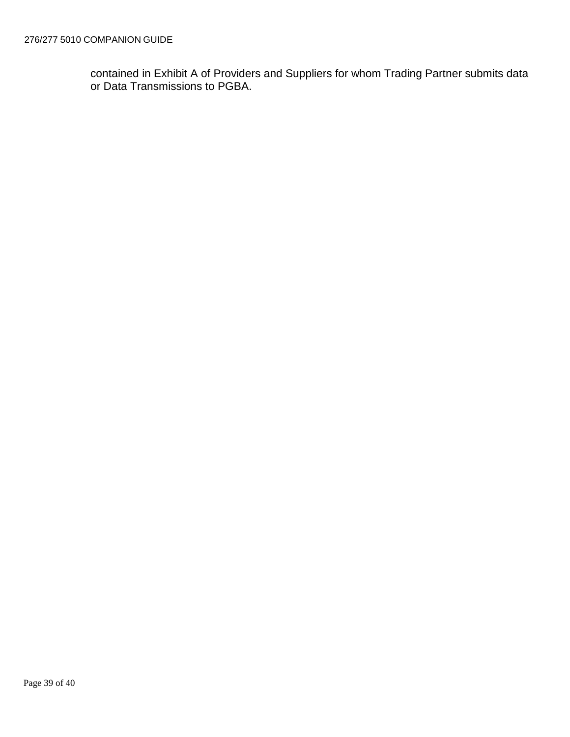contained in Exhibit A of Providers and Suppliers for whom Trading Partner submits data or Data Transmissions to PGBA.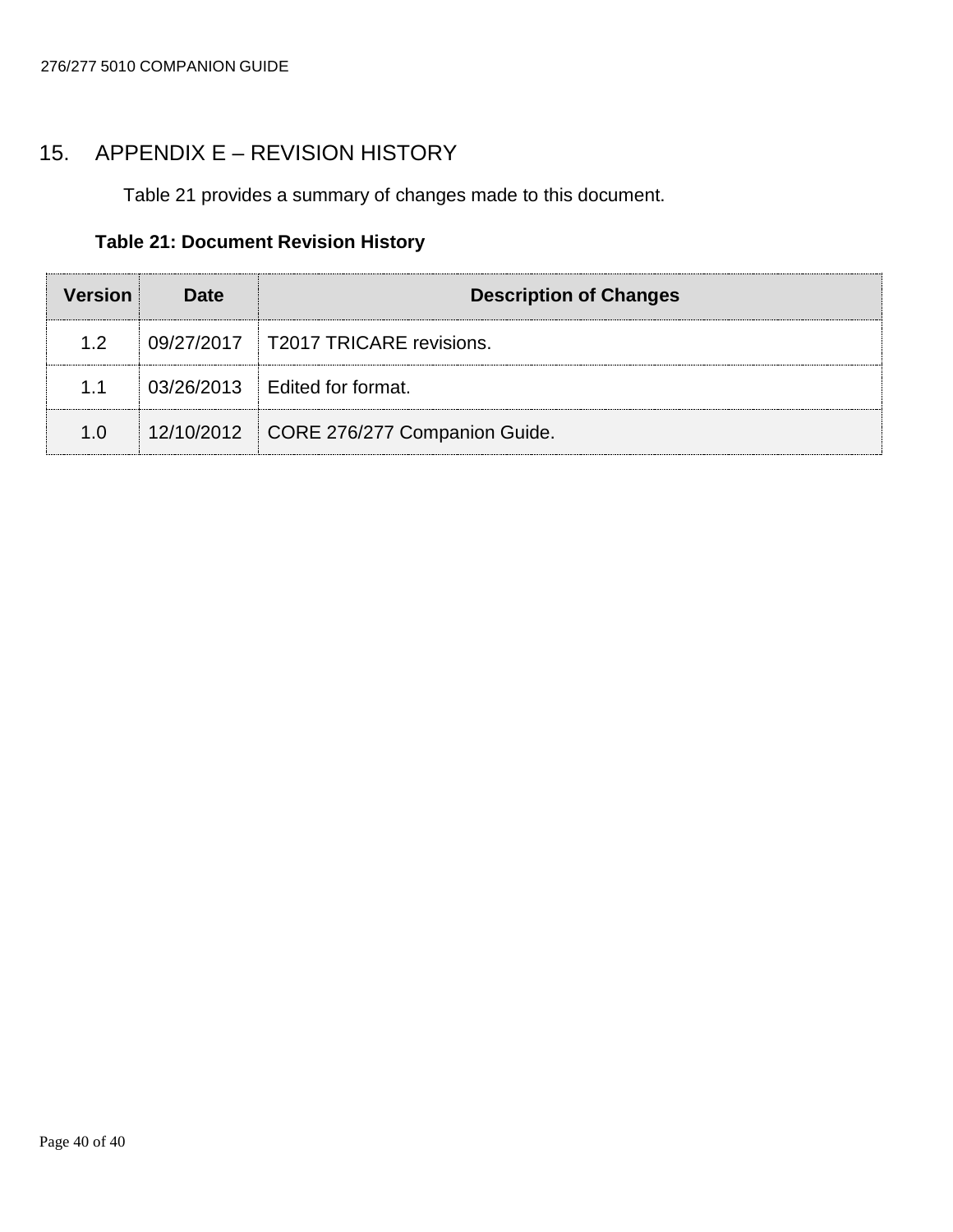# 15. APPENDIX E – REVISION HISTORY

Table 21 provides a summary of changes made to this document.

**Table 21: Document Revision History**

| Version | Date | Description of Changes |
|---|---|---|
| 1.2 | 09/27/2017 | T2017 TRICARE revisions. |
| 1.1 | 03/26/2013 | Edited for format. |
| 1.0 | 12/10/2012 | CORE 276/277 Companion Guide. |